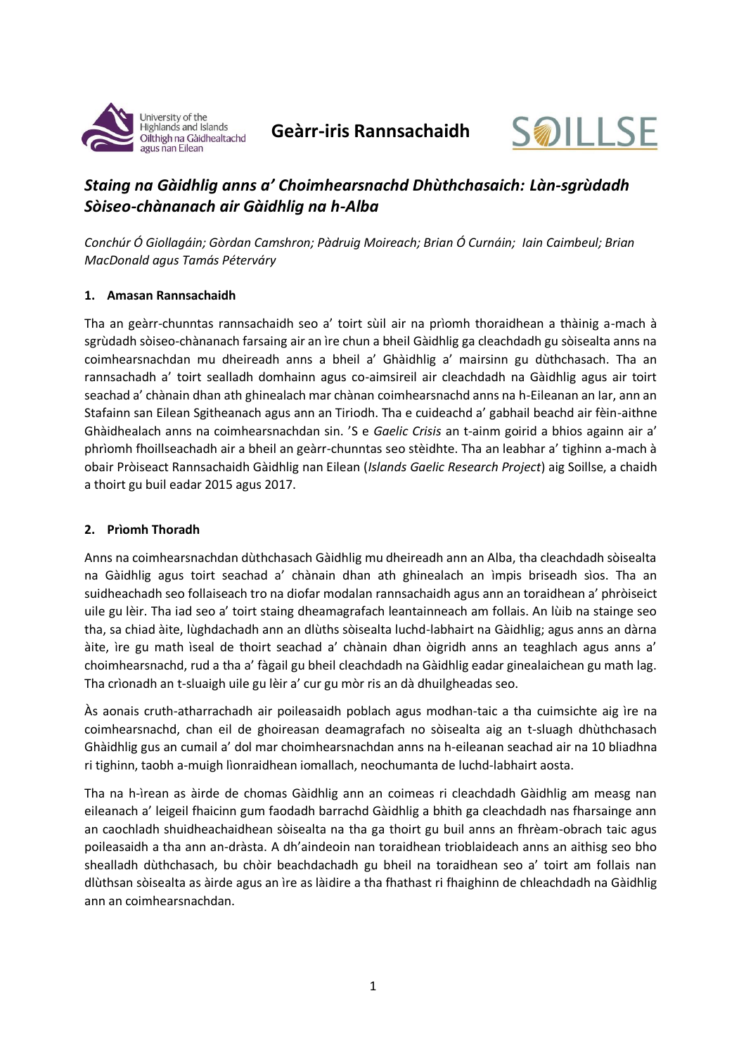# Geàrr-iris Rannsachaidh

## *Staing na Gàidhlig anns a' Choimhearsnachd Dhùthchasaich: Làn-sgrùdadh Sòiseo-chànanach air Gàidhlig na h-Alba*

*Conchúr Ó Giollagáin; Gòrdan Camshron; Pàdruig Moireach; Brian Ó Curnáin; Iain Caimbeul; Brian MacDonald agus Tamás Péterváry*

### 1. Amasan Rannsachaidh

Tha an geàrr-chunntas rannsachaidh seo a' toirt sùil air na prìomh thoraidhean a thàinig a-mach à sgrùdadh sòiseo-chànanach farsaing air an ìre chun a bheil Gàidhlig ga cleachdadh gu sòisealta anns na coimhearsnachdan mu dheireadh anns a bheil a' Ghàidhlig a' mairsinn gu dùthchasach. Tha an rannsachadh a' toirt sealladh domhainn agus co-aimsireil air cleachdadh na Gàidhlig agus air toirt seachad a' chànain dhan ath ghinealach mar chànan coimhearsnachd anns na h-Eileanan an Iar, ann an Stafainn san Eilean Sgitheanach agus ann an Tiriodh. Tha e cuideachd a' gabhail beachd air fèin-aithne Ghàidhealach anns na coimhearsnachdan sin. 'S e *Gaelic Crisis* an t-ainm goirid a bhios againn air a' phrìomh fhoillseachadh air a bheil an geàrr-chunntas seo stèidhte. Tha an leabhar a' tighinn a-mach à obair Pròiseact Rannsachaidh Gàidhlig nan Eilean (*Islands Gaelic Research Project*) aig Soillse, a chaidh a thoirt gu buil eadar 2015 agus 2017.

### 2. Prìomh Thoradh

Anns na coimhearsnachdan dùthchasach Gàidhlig mu dheireadh ann an Alba, tha cleachdadh sòisealta na Gàidhlig agus toirt seachad a' chànain dhan ath ghinealach an ìmpis briseadh sìos. Tha an suidheachadh seo follaiseach tro na diofar modalan rannsachaidh agus ann an toraidhean a' phròiseict uile gu lèir. Tha iad seo a' toirt staing dheamagrafach leantainneach am follais. An lùib na stainge seo tha, sa chiad àite, lùghdachadh ann an dlùths sòisealta luchd-labhairt na Gàidhlig; agus anns an dàrna àite, ìre gu math ìseal de thoirt seachad a' chànain dhan òigridh anns an teaghlach agus anns a' choimhearsnachd, rud a tha a' fàgail gu bheil cleachdadh na Gàidhlig eadar ginealaichean gu math lag. Tha crìonadh an t-sluaigh uile gu lèir a' cur gu mòr ris an dà dhuilgheadas seo.

Às aonais cruth-atharrachadh air poileasaidh poblach agus modhan-taic a tha cuimsichte aig ìre na coimhearsnachd, chan eil de ghoireasan deamagrafach no sòisealta aig an t-sluagh dhùthchasach Ghàidhlig gus an cumail a' dol mar choimhearsnachdan anns na h-eileanan seachad air na 10 bliadhna ri tighinn, taobh a-muigh lìonraidhean iomallach, neochumanta de luchd-labhairt aosta.

Tha na h-ìrean as àirde de chomas Gàidhlig ann an coimeas ri cleachdadh Gàidhlig am measg nan eileanach a' leigeil fhaicinn gum faodadh barrachd Gàidhlig a bhith ga cleachdadh nas fharsainge ann an caochladh shuidheachaidhean sòisealta na tha ga thoirt gu buil anns an fhrèam-obrach taic agus poileasaidh a tha ann an-dràsta. A dh'aindeoin nan toraidhean trioblaideach anns an aithisg seo bho shealladh dùthchasach, bu chòir beachdachadh gu bheil na toraidhean seo a' toirt am follais nan dlùthsan sòisealta as àirde agus an ìre as làidire a tha fhathast ri fhaighinn de chleachdadh na Gàidhlig ann an coimhearsnachdan.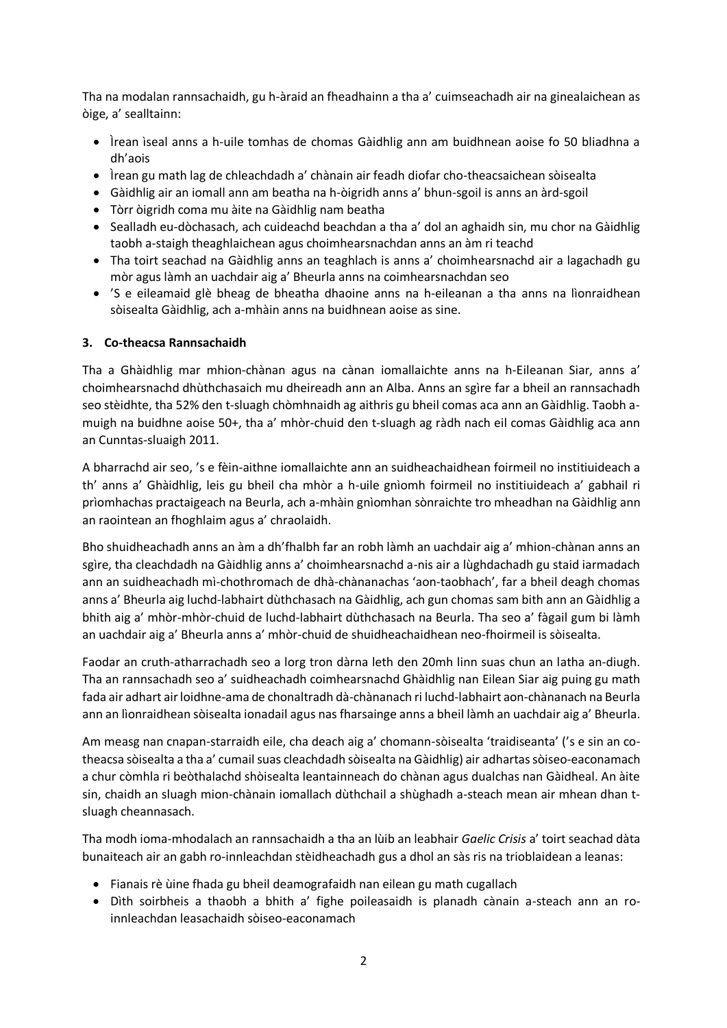Tha na modalan rannsachaidh, gu h-àraid an fheadhainn a tha a' cuimseachadh air na ginealaichean as òige, a' sealltainn:

- Ìrean ìseal anns a h-uile tomhas de chomas Gàidhlig ann am buidhnean aoise fo 50 bliadhna a dh'aois
- Ìrean gu math lag de chleachdadh a' chànain air feadh diofar cho-theacsaichean sòisealta
- Gàidhlig air an iomall ann am beatha na h-òigridh anns a' bhun-sgoil is anns an àrd-sgoil
- Tòrr òigridh coma mu àite na Gàidhlig nam beatha
- Sealladh eu-dòchasach, ach cuideachd beachdan a tha a' dol an aghaidh sin, mu chor na Gàidhlig taobh a-staigh theaghlaichean agus choimhearsnachdan anns an àm ri teachd
- Tha toirt seachad na Gàidhlig anns an teaghlach is anns a' choimhearsnachd air a lagachadh gu mòr agus làmh an uachdair aig a' Bheurla anns na coimhearsnachdan seo
- 'S e eileamaid glè bheag de bheatha dhaoine anns na h-eileanan a tha anns na lìonraidhean sòisealta Gàidhlig, ach a-mhàin anns na buidhnean aoise as sine.

**3. Co-theacsa Rannsachaidh**

Tha a Ghàidhlig mar mhion-chànan agus na cànan iomallaichte anns na h-Eileanan Siar, anns a' choimhearsnachd dhùthchasaich mu dheireadh ann an Alba. Anns an sgìre far a bheil an rannsachadh seo stèidhte, tha 52% den t-sluagh chòmhnaidh ag aithris gu bheil comas aca ann an Gàidhlig. Taobh a-muigh na buidhne aoise 50+, tha a' mhòr-chuid den t-sluagh ag ràdh nach eil comas Gàidhlig aca ann an Cunntas-sluaigh 2011.

A bharrachd air seo, 's e fèin-aithne iomallaichte ann an suidheachaidhean foirmeil no institiuideach a th' anns a' Ghàidhlig, leis gu bheil cha mhòr a h-uile gnìomh foirmeil no institiuideach a' gabhail ri prìomhachas practaigeach na Beurla, ach a-mhàin gnìomhan sònraichte tro mheadhan na Gàidhlig ann an raointean an fhoghlaim agus a' chraolaidh.

Bho shuidheachadh anns an àm a dh'fhalbh far an robh làmh an uachdair aig a' mhion-chànan anns an sgìre, tha cleachdadh na Gàidhlig anns a' choimhearsnachd a-nis air a lùghdachadh gu staid iarmadach ann an suidheachadh mì-chothromach de dhà-chànanachas 'aon-taobhach', far a bheil deagh chomas anns a' Bheurla aig luchd-labhairt dùthchasach na Gàidhlig, ach gun chomas sam bith ann an Gàidhlig a bhith aig a' mhòr-mhòr-chuid de luchd-labhairt dùthchasach na Beurla. Tha seo a' fàgail gum bi làmh an uachdair aig a' Bheurla anns a' mhòr-chuid de shuidheachaidhean neo-fhoirmeil is sòisealta.

Faodar an cruth-atharrachadh seo a lorg tron dàrna leth den 20mh linn suas chun an latha an-diugh. Tha an rannsachadh seo a' suidheachadh coimhearsnachd Ghàidhlig nan Eilean Siar aig puing gu math fada air adhart air loidhne-ama de chonaltradh dà-chànanach ri luchd-labhairt aon-chànanach na Beurla ann an lìonraidhean sòisealta ionadail agus nas fharsainge anns a bheil làmh an uachdair aig a' Bheurla.

Am measg nan cnapan-starraidh eile, cha deach aig a' chomann-sòisealta 'traidiseanta' ('s e sin an co-theacsa sòisealta a tha a' cumail suas cleachdadh sòisealta na Gàidhlig) air adhartas sòiseo-eaconamach a chur còmhla ri beòthalachd shòisealta leantainneach do chànan agus dualchas nan Gàidheal. An àite sin, chaidh an sluagh mion-chànain iomallach dùthchail a shùghadh a-steach mean air mhean dhan t-sluagh cheannasach.

Tha modh ioma-mhodalach an rannsachaidh a tha an lùib an leabhair *Gaelic Crisis* a' toirt seachad dàta bunaiteach air an gabh ro-innleachdan stèidheachadh gus a dhol an sàs ris na trioblaidean a leanas:

- Fianais rè ùine fhada gu bheil deamografaidh nan eilean gu math cugallach
- Dìth soirbheis a thaobh a bhith a' fighe poileasaidh is planadh cànain a-steach ann an ro-innleachdan leasachaidh sòiseo-eaconamach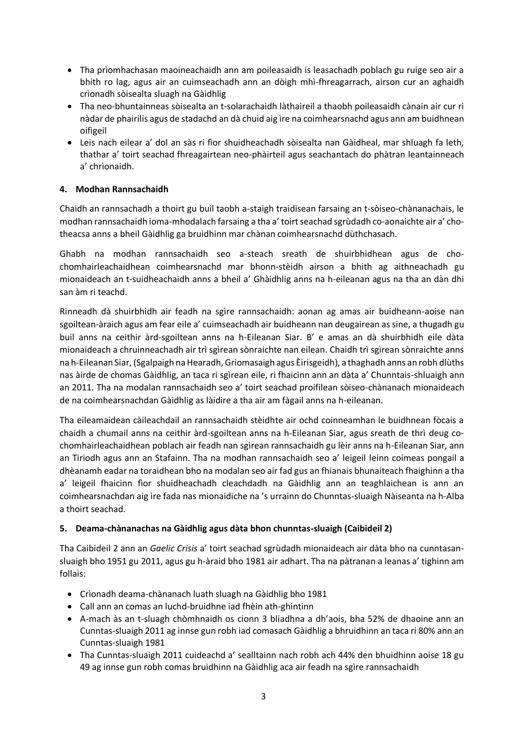- Tha prìomhachasan maoineachaidh ann am poileasaidh is leasachadh poblach gu ruige seo air a bhith ro lag, agus air an cuimseachadh ann an dòigh mhì-fhreagarrach, airson cur an aghaidh crìonadh sòisealta sluagh na Gàidhlig
- Tha neo-bhuntainneas sòisealta an t-solarachaidh làthaireil a thaobh poileasaidh cànain air cur ri nàdar de phairilis agus de stadachd an dà chuid aig ìre na coimhearsnachd agus ann am buidhnean oifigeil
- Leis nach eilear a' dol an sàs ri fìor shuidheachadh sòisealta nan Gàidheal, mar shluagh fa leth, thathar a' toirt seachad fhreagairtean neo-phàirteil agus seachantach do phàtran leantainneach a' chrìonaidh.

## 4. Modhan Rannsachaidh

Chaidh an rannsachadh a thoirt gu buil taobh a-staigh traidisean farsaing an t-sòiseo-chànanachais, le modhan rannsachaidh ioma-mhodalach farsaing a tha a' toirt seachad sgrùdadh co-aonaichte air a' cho-theacsa anns a bheil Gàidhlig ga bruidhinn mar chànan coimhearsnachd dùthchasach.

Ghabh na modhan rannsachaidh seo a-steach sreath de shuirbhidhean agus de cho-chomhairleachaidhean coimhearsnachd mar bhonn-stèidh airson a bhith ag aithneachadh gu mionaideach an t-suidheachaidh anns a bheil a' Ghàidhlig anns na h-eileanan agus na tha an dàn dhi san àm ri teachd.

Rinneadh dà shuirbhidh air feadh na sgìre rannsachaidh: aonan ag amas air buidheann-aoise nan sgoiltean-àraich agus am fear eile a' cuimseachadh air buidheann nan deugairean as sine, a thugadh gu buil anns na ceithir àrd-sgoiltean anns na h-Eileanan Siar. B' e amas an dà shuirbhidh eile dàta mionaideach a chruinneachadh air trì sgìrean sònraichte nan eilean. Chaidh trì sgìrean sònraichte anns na h-Eileanan Siar, (Sgalpaigh na Hearadh, Griomasaigh agus Èirisgeidh), a thaghadh anns an robh dlùths nas àirde de chomas Gàidhlig, an taca ri sgìrean eile, ri fhaicinn ann an dàta a' Chunntais-shluaigh ann an 2011. Tha na modalan rannsachaidh seo a' toirt seachad proifilean sòiseo-chànanach mionaideach de na coimhearsnachdan Gàidhlig as làidire a tha air am fàgail anns na h-eileanan.

Tha eileamaidean càileachdail an rannsachaidh stèidhte air ochd coinneamhan le buidhnean fòcais a chaidh a chumail anns na ceithir àrd-sgoiltean anns na h-Eileanan Siar, agus sreath de thrì deug co-chomhairleachaidhean poblach air feadh nan sgìrean rannsachaidh gu lèir anns na h-Eileanan Siar, ann an Tiriodh agus ann an Stafainn. Tha na modhan rannsachaidh seo a' leigeil leinn coimeas pongail a dhèanamh eadar na toraidhean bho na modalan seo air fad gus an fhianais bhunaiteach fhaighinn a tha a' leigeil fhaicinn fìor shuidheachadh cleachdadh na Gàidhlig ann an teaghlaichean is ann an coimhearsnachdan aig ìre fada nas mionaidiche na 's urrainn do Chunntas-sluaigh Nàiseanta na h-Alba a thoirt seachad.

## 5. Deama-chànanachas na Gàidhlig agus dàta bhon chunntas-sluaigh (Caibideil 2)

Tha Caibideil 2 ann an *Gaelic Crisis* a' toirt seachad sgrùdadh mionaideach air dàta bho na cunntasan-sluaigh bho 1951 gu 2011, agus gu h-àraid bho 1981 air adhart. Tha na pàtranan a leanas a' tighinn am follais:

- Crìonadh deama-chànanach luath sluagh na Gàidhlig bho 1981
- Call ann an comas an luchd-bruidhne iad fhèin ath-ghintinn
- A-mach às an t-sluagh chòmhnaidh os cionn 3 bliadhna a dh'aois, bha 52% de dhaoine ann an Cunntas-sluaigh 2011 ag innse gun robh iad comasach Gàidhlig a bhruidhinn an taca ri 80% ann an Cunntas-sluaigh 1981
- Tha Cunntas-sluaigh 2011 cuideachd a' sealltainn nach robh ach 44% den bhuidhinn aoise 18 gu 49 ag innse gun robh comas bruidhinn na Gàidhlig aca air feadh na sgìre rannsachaidh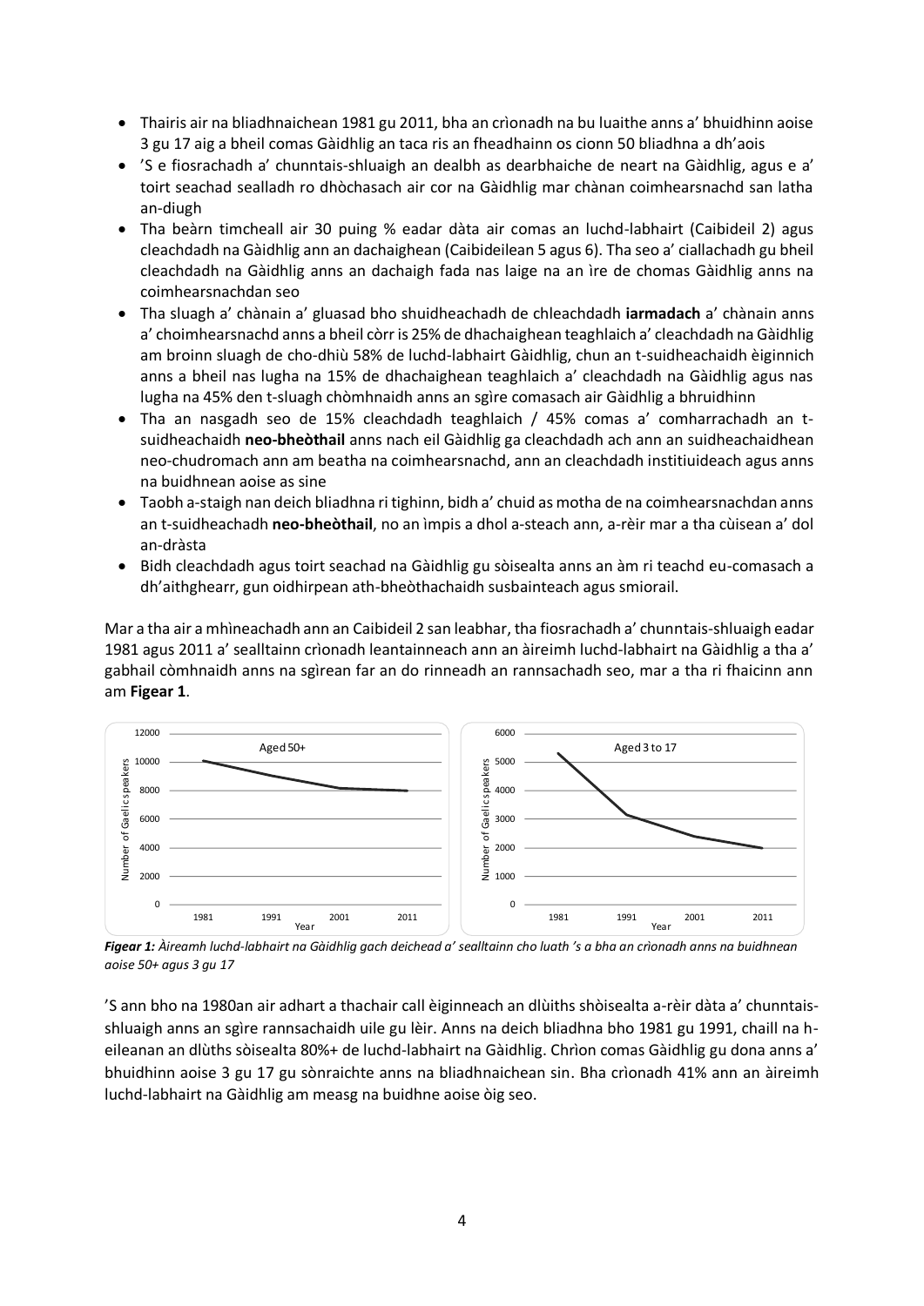- Thairis air na bliadhnaichean 1981 gu 2011, bha an crìonadh na bu luaithe anns a' bhuidhinn aoise 3 gu 17 aig a bheil comas Gàidhlig an taca ris an fheadhainn os cionn 50 bliadhna a dh'aois
- 'S e fiosrachadh a' chunntais-shluaigh an dealbh as dearbhaiche de neart na Gàidhlig, agus e a' toirt seachad sealladh ro dhòchasach air cor na Gàidhlig mar chànan coimhearsnachd san latha an-diugh
- Tha beàrn timcheall air 30 puing % eadar dàta air comas an luchd-labhairt (Caibideil 2) agus cleachdadh na Gàidhlig ann an dachaighean (Caibideilean 5 agus 6). Tha seo a' ciallachadh gu bheil cleachdadh na Gàidhlig anns an dachaigh fada nas laige na an ìre de chomas Gàidhlig anns na coimhearsnachdan seo
- Tha sluagh a' chànain a' gluasad bho shuidheachadh de chleachdadh **iarmadach** a' chànain anns a' choimhearsnachd anns a bheil còrr is 25% de dhachaighean teaghlaich a' cleachdadh na Gàidhlig am broinn sluagh de cho-dhiù 58% de luchd-labhairt Gàidhlig, chun an t-suidheachaidh èiginnich anns a bheil nas lugha na 15% de dhachaighean teaghlaich a' cleachdadh na Gàidhlig agus nas lugha na 45% den t-sluagh chòmhnaidh anns an sgìre comasach air Gàidhlig a bhruidhinn
- Tha an nasgadh seo de 15% cleachdadh teaghlaich / 45% comas a' comharrachadh an t-suidheachaidh **neo-bheòthail** anns nach eil Gàidhlig ga cleachdadh ach ann an suidheachaidhean neo-chudromach ann am beatha na coimhearsnachd, ann an cleachdadh institiuideach agus anns na buidhnean aoise as sine
- Taobh a-staigh nan deich bliadhna ri tighinn, bidh a' chuid as motha de na coimhearsnachdan anns an t-suidheachadh **neo-bheòthail**, no an ìmpis a dhol a-steach ann, a-rèir mar a tha cùisean a' dol an-dràsta
- Bidh cleachdadh agus toirt seachad na Gàidhlig gu sòisealta anns an àm ri teachd eu-comasach a dh'aithghearr, gun oidhirpean ath-bheòthachaidh susbainteach agus smiorail.

Mar a tha air a mhìneachadh ann an Caibideil 2 san leabhar, tha fiosrachadh a' chunntais-shluaigh eadar 1981 agus 2011 a' sealltainn crìonadh leantainneach ann an àireimh luchd-labhairt na Gàidhlig a tha a' gabhail còmhnaidh anns na sgìrean far an do rinneadh an rannsachadh seo, mar a tha ri fhaicinn ann am **Figear 1**.

*Figear 1: Àireamh luchd-labhairt na Gàidhlig gach deichead a' sealltainn cho luath 's a bha an crìonadh anns na buidhnean aoise 50+ agus 3 gu 17*

'S ann bho na 1980an air adhart a thachair call èiginneach an dlùiths shòisealta a-rèir dàta a' chunntais-shluaigh anns an sgìre rannsachaidh uile gu lèir. Anns na deich bliadhna bho 1981 gu 1991, chaill na h-eileanan an dlùths sòisealta 80%+ de luchd-labhairt na Gàidhlig. Chrìon comas Gàidhlig gu dona anns a' bhuidhinn aoise 3 gu 17 gu sònraichte anns na bliadhnaichean sin. Bha crìonadh 41% ann an àireimh luchd-labhairt na Gàidhlig am measg na buidhne aoise òig seo.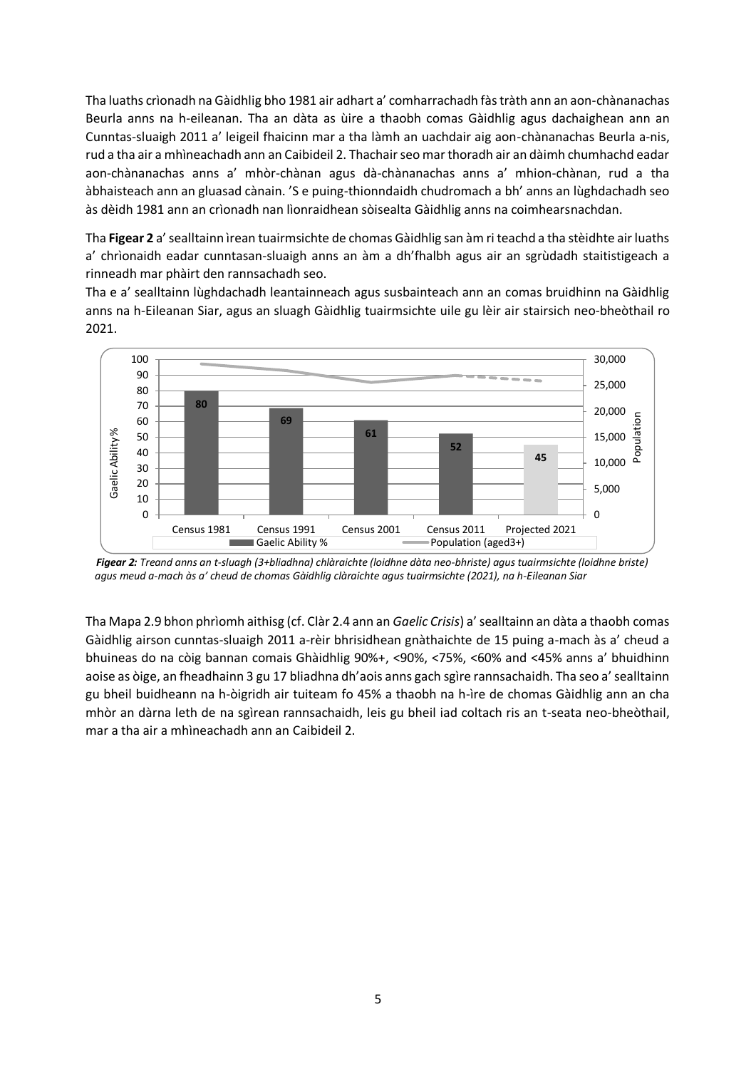Tha luaths crìonadh na Gàidhlig bho 1981 air adhart a' comharrachadh fàs tràth ann an aon-chànanachas Beurla anns na h-eileanan. Tha an dàta as ùire a thaobh comas Gàidhlig agus dachaighean ann an Cunntas-sluaigh 2011 a' leigeil fhaicinn mar a tha làmh an uachdair aig aon-chànanachas Beurla a-nis, rud a tha air a mhìneachadh ann an Caibideil 2. Thachair seo mar thoradh air an dàimh chumhachd eadar aon-chànanachas anns a' mhòr-chànan agus dà-chànanachas anns a' mhion-chànan, rud a tha àbhaisteach ann an gluasad cànain. 'S e puing-thionndaidh chudromach a bh' anns an lùghdachadh seo às dèidh 1981 ann an crìonadh nan lìonraidhean sòisealta Gàidhlig anns na coimhearsnachdan.

Tha **Figear 2** a' sealltainn ìrean tuairmsichte de chomas Gàidhlig san àm ri teachd a tha stèidhte air luaths a' chrìonaidh eadar cunntasan-sluaigh anns an àm a dh'fhalbh agus air an sgrùdadh staitistigeach a rinneadh mar phàirt den rannsachadh seo.

Tha e a' sealltainn lùghdachadh leantainneach agus susbainteach ann an comas bruidhinn na Gàidhlig anns na h-Eileanan Siar, agus an sluagh Gàidhlig tuairmsichte uile gu lèir air stairsich neo-bheòthail ro 2021.

*Figear 2: Treand anns an t-sluagh (3+bliadhna) chlàraichte (loidhne dàta neo-bhriste) agus tuairmsichte (loidhne briste) agus meud a-mach às a' cheud de chomas Gàidhlig clàraichte agus tuairmsichte (2021), na h-Eileanan Siar*

Tha Mapa 2.9 bhon phrìomh aithisg (cf. Clàr 2.4 ann an *Gaelic Crisis*) a' sealltainn an dàta a thaobh comas Gàidhlig airson cunntas-sluaigh 2011 a-rèir bhrisidhean gnàthaichte de 15 puing a-mach às a' cheud a bhuineas do na còig bannan comais Ghàidhlig 90%+, <90%, <75%, <60% and <45% anns a' bhuidhinn aoise as òige, an fheadhainn 3 gu 17 bliadhna dh'aois anns gach sgìre rannsachaidh. Tha seo a' sealltainn gu bheil buidheann na h-òigridh air tuiteam fo 45% a thaobh na h-ìre de chomas Gàidhlig ann an cha mhòr an dàrna leth de na sgìrean rannsachaidh, leis gu bheil iad coltach ris an t-seata neo-bheòthail, mar a tha air a mhìneachadh ann an Caibideil 2.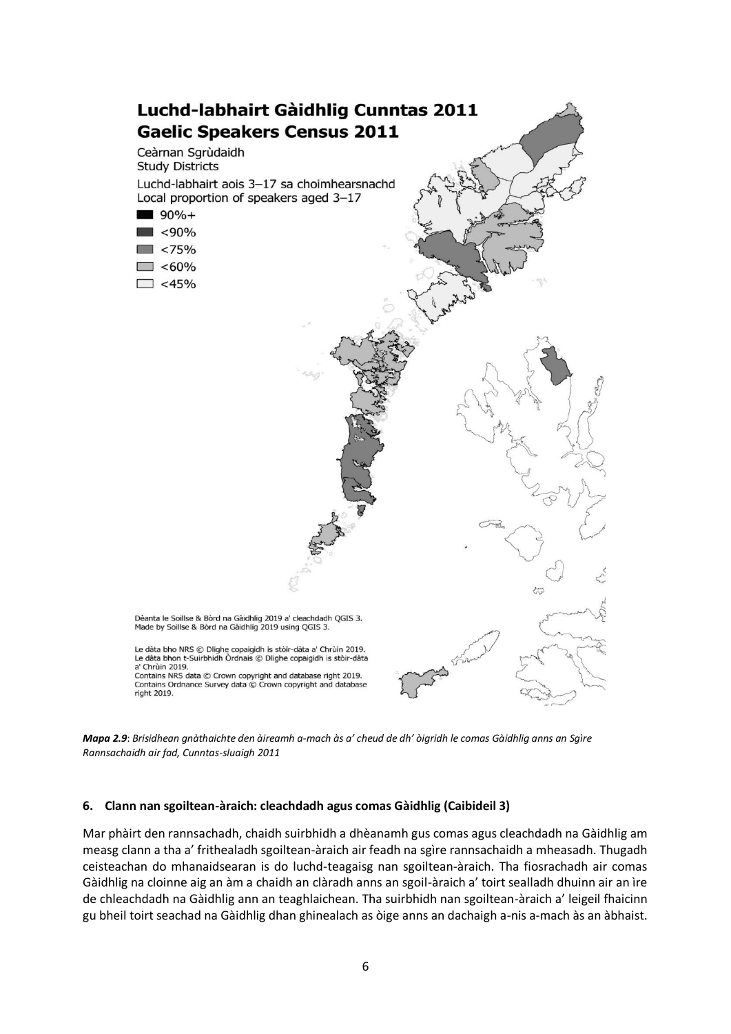# Luchd-labhairt Gàidhlig Cunntas 2011
# Gaelic Speakers Census 2011

Ceàrnan Sgrùdaidh
Study Districts

Luchd-labhairt aois 3–17 sa choimhearsnachd
Local proportion of speakers aged 3–17

- 90%+
- <90%
- <75%
- <60%
- <45%

Dèanta le Soillse & Bòrd na Gàidhlig 2019 a' cleachdadh QGIS 3.
Made by Soillse & Bòrd na Gàidhlig 2019 using QGIS 3.

Le dàta bho NRS © Dlighe copaigidh is stòr-dàta a' Chrùin 2019.
Le dàta bhon t-Suirbhidh Òrdnais © Dlighe copaigidh is stòr-dàta a' Chrùin 2019.
Contains NRS data © Crown copyright and database right 2019.
Contains Ordnance Survey data © Crown copyright and database right 2019.

***Mapa 2.9***: *Brisidhean gnàthaichte den àireamh a-mach às a' cheud de dh' òigridh le comas Gàidhlig anns an Sgìre Rannsachaidh air fad, Cunntas-sluaigh 2011*

### 6. Clann nan sgoiltean-àraich: cleachdadh agus comas Gàidhlig (Caibideil 3)

Mar phàirt den rannsachadh, chaidh suirbhidh a dhèanamh gus comas agus cleachdadh na Gàidhlig am measg clann a tha a' frithealadh sgoiltean-àraich air feadh na sgìre rannsachaidh a mheasadh. Thugadh ceisteachan do mhanaidsearan is do luchd-teagaisg nan sgoiltean-àraich. Tha fiosrachadh air comas Gàidhlig na cloinne aig an àm a chaidh an clàradh anns an sgoil-àraich a' toirt sealladh dhuinn air an ìre de chleachdadh na Gàidhlig ann an teaghlaichean. Tha suirbhidh nan sgoiltean-àraich a' leigeil fhaicinn gu bheil toirt seachad na Gàidhlig dhan ghinealach as òige anns an dachaigh a-nis a-mach às an àbhaist.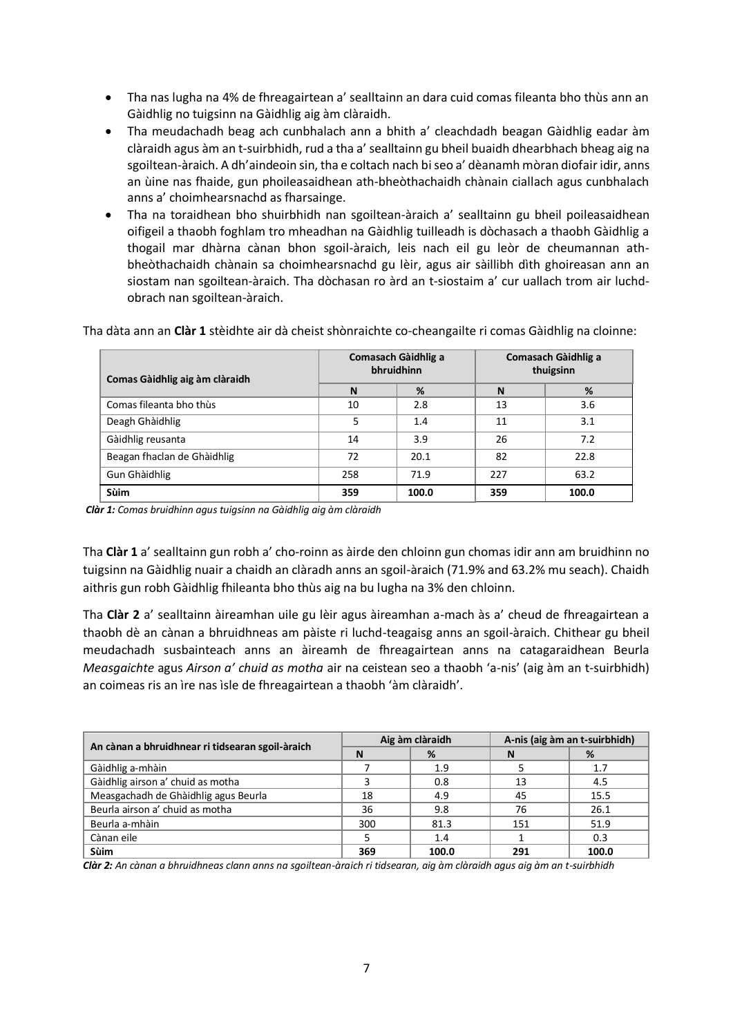- Tha nas lugha na 4% de fhreagairtean a' sealltainn an dara cuid comas fileanta bho thùs ann an Gàidhlig no tuigsinn na Gàidhlig aig àm clàraidh.
- Tha meudachadh beag ach cunbhalach ann a bhith a' cleachdadh beagan Gàidhlig eadar àm clàraidh agus àm an t-suirbhidh, rud a tha a' sealltainn gu bheil buaidh dhearbhach bheag aig na sgoiltean-àraich. A dh'aindeoin sin, tha e coltach nach bi seo a' dèanamh mòran diofair idir, anns an ùine nas fhaide, gun phoileasaidhean ath-bheòthachaidh chànain ciallach agus cunbhalach anns a' choimhearsnachd as fharsainge.
- Tha na toraidhean bho shuirbhidh nan sgoiltean-àraich a' sealltainn gu bheil poileasaidhean oifigeil a thaobh foghlam tro mheadhan na Gàidhlig tuilleadh is dòchasach a thaobh Gàidhlig a thogail mar dhàrna cànan bhon sgoil-àraich, leis nach eil gu leòr de cheumannan ath-bheòthachaidh chànain sa choimhearsnachd gu lèir, agus air sàillibh dìth ghoireasan ann an siostam nan sgoiltean-àraich. Tha dòchasan ro àrd an t-siostaim a' cur uallach trom air luchd-obrach nan sgoiltean-àraich.

Tha dàta ann an **Clàr 1** stèidhte air dà cheist shònraichte co-cheangailte ri comas Gàidhlig na cloinne:

| Comas Gàidhlig aig àm clàraidh | Comasach Gàidhlig a bhruidhinn | | Comasach Gàidhlig a thuigsinn | |
|---|---|---|---|---|
| | N | % | N | % |
| Comas fileanta bho thùs | 10 | 2.8 | 13 | 3.6 |
| Deagh Ghàidhlig | 5 | 1.4 | 11 | 3.1 |
| Gàidhlig reusanta | 14 | 3.9 | 26 | 7.2 |
| Beagan fhaclan de Ghàidhlig | 72 | 20.1 | 82 | 22.8 |
| Gun Ghàidhlig | 258 | 71.9 | 227 | 63.2 |
| **Sùim** | **359** | **100.0** | **359** | **100.0** |

***Clàr 1:*** *Comas bruidhinn agus tuigsinn na Gàidhlig aig àm clàraidh*

Tha **Clàr 1** a' sealltainn gun robh a' cho-roinn as àirde den chloinn gun chomas idir ann am bruidhinn no tuigsinn na Gàidhlig nuair a chaidh an clàradh anns an sgoil-àraich (71.9% and 63.2% mu seach). Chaidh aithris gun robh Gàidhlig fhileanta bho thùs aig na bu lugha na 3% den chloinn.

Tha **Clàr 2** a' sealltainn àireamhan uile gu lèir agus àireamhan a-mach às a' cheud de fhreagairtean a thaobh dè an cànan a bhruidhneas am pàiste ri luchd-teagaisg anns an sgoil-àraich. Chithear gu bheil meudachadh susbainteach anns an àireamh de fhreagairtean anns na catagaraidhean Beurla *Measgaichte* agus *Airson a' chuid as motha* air na ceistean seo a thaobh 'a-nis' (aig àm an t-suirbhidh) an coimeas ris an ìre nas ìsle de fhreagairtean a thaobh 'àm clàraidh'.

| An cànan a bhruidhnear ri tidsearan sgoil-àraich | Aig àm clàraidh | | A-nis (aig àm an t-suirbhidh) | |
|---|---|---|---|---|
| | N | % | N | % |
| Gàidhlig a-mhàin | 7 | 1.9 | 5 | 1.7 |
| Gàidhlig airson a' chuid as motha | 3 | 0.8 | 13 | 4.5 |
| Measgachadh de Ghàidhlig agus Beurla | 18 | 4.9 | 45 | 15.5 |
| Beurla airson a' chuid as motha | 36 | 9.8 | 76 | 26.1 |
| Beurla a-mhàin | 300 | 81.3 | 151 | 51.9 |
| Cànan eile | 5 | 1.4 | 1 | 0.3 |
| **Sùim** | **369** | **100.0** | **291** | **100.0** |

***Clàr 2:*** *An cànan a bhruidhneas clann anns na sgoiltean-àraich ri tidsearan, aig àm clàraidh agus aig àm an t-suirbhidh*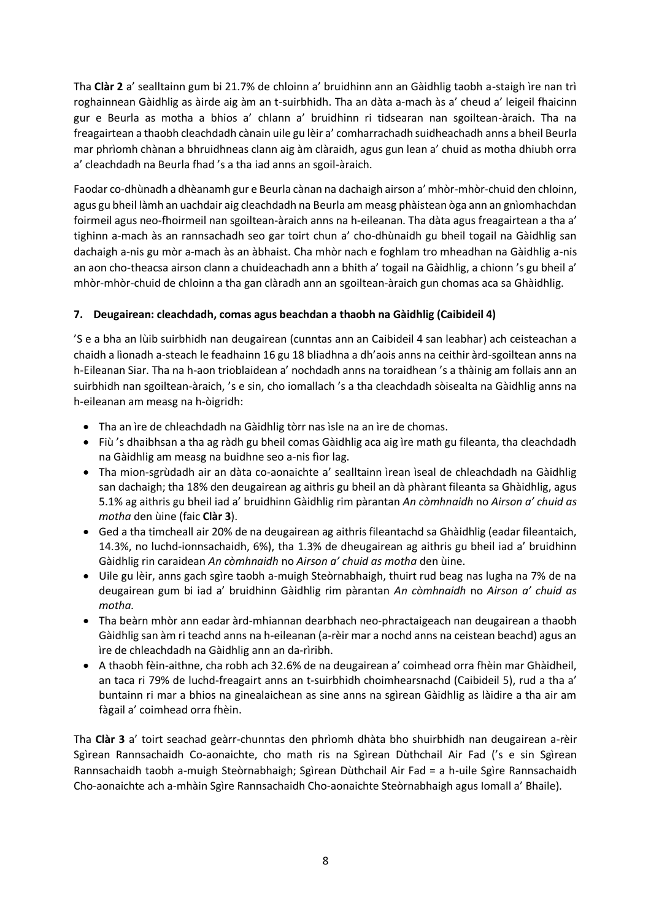Tha **Clàr 2** a' sealltainn gum bi 21.7% de chloinn a' bruidhinn ann an Gàidhlig taobh a-staigh ìre nan trì roghainnean Gàidhlig as àirde aig àm an t-suirbhidh. Tha an dàta a-mach às a' cheud a' leigeil fhaicinn gur e Beurla as motha a bhios a' chlann a' bruidhinn ri tidsearan nan sgoiltean-àraich. Tha na freagairtean a thaobh cleachdadh cànain uile gu lèir a' comharrachadh suidheachadh anns a bheil Beurla mar phrìomh chànan a bhruidhneas clann aig àm clàraidh, agus gun lean a' chuid as motha dhiubh orra a' cleachdadh na Beurla fhad 's a tha iad anns an sgoil-àraich.

Faodar co-dhùnadh a dhèanamh gur e Beurla cànan na dachaigh airson a' mhòr-mhòr-chuid den chloinn, agus gu bheil làmh an uachdair aig cleachdadh na Beurla am measg phàistean òga ann an gnìomhachdan foirmeil agus neo-fhoirmeil nan sgoiltean-àraich anns na h-eileanan. Tha dàta agus freagairtean a tha a' tighinn a-mach às an rannsachadh seo gar toirt chun a' cho-dhùnaidh gu bheil togail na Gàidhlig san dachaigh a-nis gu mòr a-mach às an àbhaist. Cha mhòr nach e foghlam tro mheadhan na Gàidhlig a-nis an aon cho-theacsa airson clann a chuideachadh ann a bhith a' togail na Gàidhlig, a chionn 's gu bheil a' mhòr-mhòr-chuid de chloinn a tha gan clàradh ann an sgoiltean-àraich gun chomas aca sa Ghàidhlig.

### 7. Deugairean: cleachdadh, comas agus beachdan a thaobh na Gàidhlig (Caibideil 4)

'S e a bha an lùib suirbhidh nan deugairean (cunntas ann an Caibideil 4 san leabhar) ach ceisteachan a chaidh a lìonadh a-steach le feadhainn 16 gu 18 bliadhna a dh'aois anns na ceithir àrd-sgoiltean anns na h-Eileanan Siar. Tha na h-aon trioblaidean a' nochdadh anns na toraidhean 's a thàinig am follais ann an suirbhidh nan sgoiltean-àraich, 's e sin, cho iomallach 's a tha cleachdadh sòisealta na Gàidhlig anns na h-eileanan am measg na h-òigridh:

- Tha an ìre de chleachdadh na Gàidhlig tòrr nas ìsle na an ìre de chomas.
- Fiù 's dhaibhsan a tha ag ràdh gu bheil comas Gàidhlig aca aig ìre math gu fileanta, tha cleachdadh na Gàidhlig am measg na buidhne seo a-nis fìor lag.
- Tha mion-sgrùdadh air an dàta co-aonaichte a' sealltainn ìrean ìseal de chleachdadh na Gàidhlig san dachaigh; tha 18% den deugairean ag aithris gu bheil an dà phàrant fileanta sa Ghàidhlig, agus 5.1% ag aithris gu bheil iad a' bruidhinn Gàidhlig rim pàrantan *An còmhnaidh* no *Airson a' chuid as motha* den ùine (faic **Clàr 3**).
- Ged a tha timcheall air 20% de na deugairean ag aithris fileantachd sa Ghàidhlig (eadar fileantaich, 14.3%, no luchd-ionnsachaidh, 6%), tha 1.3% de dheugairean ag aithris gu bheil iad a' bruidhinn Gàidhlig rin caraidean *An còmhnaidh* no *Airson a' chuid as motha* den ùine.
- Uile gu lèir, anns gach sgìre taobh a-muigh Steòrnabhaigh, thuirt rud beag nas lugha na 7% de na deugairean gum bi iad a' bruidhinn Gàidhlig rim pàrantan *An còmhnaidh* no *Airson a' chuid as motha.*
- Tha beàrn mhòr ann eadar àrd-mhiannan dearbhach neo-phractaigeach nan deugairean a thaobh Gàidhlig san àm ri teachd anns na h-eileanan (a-rèir mar a nochd anns na ceistean beachd) agus an ìre de chleachdadh na Gàidhlig ann an da-rìribh.
- A thaobh fèin-aithne, cha robh ach 32.6% de na deugairean a' coimhead orra fhèin mar Ghàidheil, an taca ri 79% de luchd-freagairt anns an t-suirbhidh choimhearsnachd (Caibideil 5), rud a tha a' buntainn ri mar a bhios na ginealaichean as sine anns na sgìrean Gàidhlig as làidire a tha air am fàgail a' coimhead orra fhèin.

Tha **Clàr 3** a' toirt seachad geàrr-chunntas den phrìomh dhàta bho shuirbhidh nan deugairean a-rèir Sgìrean Rannsachaidh Co-aonaichte, cho math ris na Sgìrean Dùthchail Air Fad ('s e sin Sgìrean Rannsachaidh taobh a-muigh Steòrnabhaigh; Sgìrean Dùthchail Air Fad = a h-uile Sgìre Rannsachaidh Cho-aonaichte ach a-mhàin Sgìre Rannsachaidh Cho-aonaichte Steòrnabhaigh agus Iomall a' Bhaile).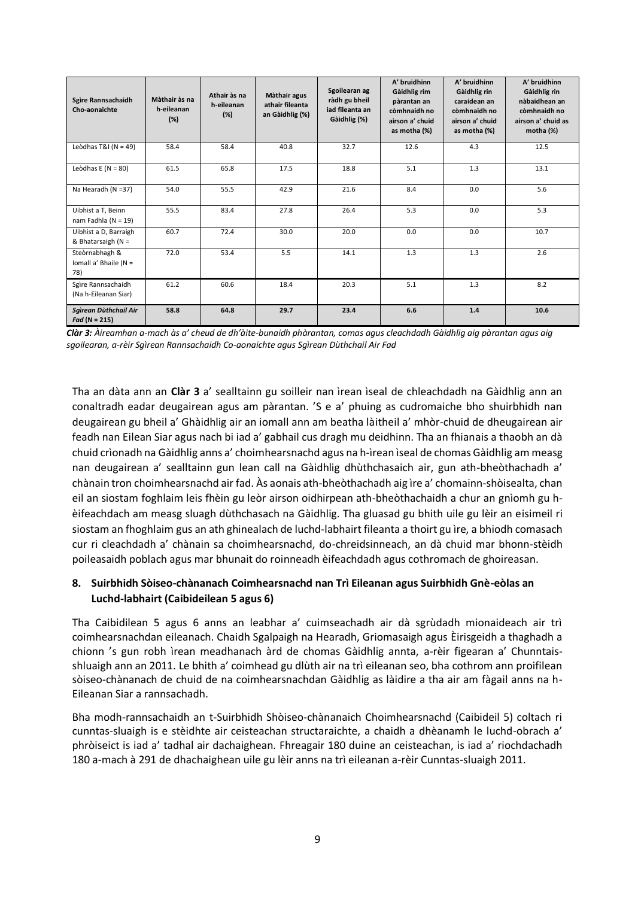| Sgìre Rannsachaidh Cho-aonaichte | Màthair às na h-eileanan (%) | Athair às na h-eileanan (%) | Màthair agus athair fileanta an Gàidhlig (%) | Sgoilearan ag ràdh gu bheil iad fileanta an Gàidhlig (%) | A' bruidhinn Gàidhlig rim pàrantan an còmhnaidh no airson a' chuid as motha (%) | A' bruidhinn Gàidhlig rin caraidean an còmhnaidh no airson a' chuid as motha (%) | A' bruidhinn Gàidhlig rin nàbaidhean an còmhnaidh no airson a' chuid as motha (%) |
|---|---|---|---|---|---|---|---|
| Leòdhas T&I (N = 49) | 58.4 | 58.4 | 40.8 | 32.7 | 12.6 | 4.3 | 12.5 |
| Leòdhas E (N = 80) | 61.5 | 65.8 | 17.5 | 18.8 | 5.1 | 1.3 | 13.1 |
| Na Hearadh (N =37) | 54.0 | 55.5 | 42.9 | 21.6 | 8.4 | 0.0 | 5.6 |
| Uibhist a T, Beinn nam Fadhla (N = 19) | 55.5 | 83.4 | 27.8 | 26.4 | 5.3 | 0.0 | 5.3 |
| Uibhist a D, Barraigh & Bhatarsaigh (N = | 60.7 | 72.4 | 30.0 | 20.0 | 0.0 | 0.0 | 10.7 |
| Steòrnabhagh & Iomall a' Bhaile (N = 78) | 72.0 | 53.4 | 5.5 | 14.1 | 1.3 | 1.3 | 2.6 |
| Sgìre Rannsachaidh (Na h-Eileanan Siar) | 61.2 | 60.6 | 18.4 | 20.3 | 5.1 | 1.3 | 8.2 |
| ***Sgìrean Dùthchail Air Fad* (N = 215)** | **58.8** | **64.8** | **29.7** | **23.4** | **6.6** | **1.4** | **10.6** |

***Clàr 3:*** *Àireamhan a-mach às a' cheud de dh'àite-bunaidh phàrantan, comas agus cleachdadh Gàidhlig aig pàrantan agus aig sgoilearan, a-rèir Sgìrean Rannsachaidh Co-aonaichte agus Sgìrean Dùthchail Air Fad*

Tha an dàta ann an **Clàr 3** a' sealltainn gu soilleir nan ìrean ìseal de chleachdadh na Gàidhlig ann an conaltradh eadar deugairean agus am pàrantan. 'S e a' phuing as cudromaiche bho shuirbhidh nan deugairean gu bheil a' Ghàidhlig air an iomall ann am beatha làitheil a' mhòr-chuid de dheugairean air feadh nan Eilean Siar agus nach bi iad a' gabhail cus dragh mu deidhinn. Tha an fhianais a thaobh an dà chuid crìonadh na Gàidhlig anns a' choimhearsnachd agus na h-ìrean ìseal de chomas Gàidhlig am measg nan deugairean a' sealltainn gun lean call na Gàidhlig dhùthchasaich air, gun ath-bheòthachadh a' chànain tron choimhearsnachd air fad. Às aonais ath-bheòthachadh aig ìre a' chomainn-shòisealta, chan eil an siostam foghlaim leis fhèin gu leòr airson oidhirpean ath-bheòthachaidh a chur an gnìomh gu h-èifeachdach am measg sluagh dùthchasach na Gàidhlig. Tha gluasad gu bhith uile gu lèir an eisimeil ri siostam an fhoghlaim gus an ath ghinealach de luchd-labhairt fileanta a thoirt gu ìre, a bhiodh comasach cur ri cleachdadh a' chànain sa choimhearsnachd, do-chreidsinneach, an dà chuid mar bhonn-stèidh poileasaidh poblach agus mar bhunait do roinneadh èifeachdadh agus cothromach de ghoireasan.

## 8. Suirbhidh Sòiseo-chànanach Coimhearsnachd nan Trì Eileanan agus Suirbhidh Gnè-eòlas an Luchd-labhairt (Caibideilean 5 agus 6)

Tha Caibidilean 5 agus 6 anns an leabhar a' cuimseachadh air dà sgrùdadh mionaideach air trì coimhearsnachdan eileanach. Chaidh Sgalpaigh na Hearadh, Griomasaigh agus Èirisgeidh a thaghadh a chionn 's gun robh ìrean meadhanach àrd de chomas Gàidhlig annta, a-rèir figearan a' Chunntais-shluaigh ann an 2011. Le bhith a' coimhead gu dlùth air na trì eileanan seo, bha cothrom ann proifilean sòiseo-chànanach de chuid de na coimhearsnachdan Gàidhlig as làidire a tha air am fàgail anns na h-Eileanan Siar a rannsachadh.

Bha modh-rannsachaidh an t-Suirbhidh Shòiseo-chànanaich Choimhearsnachd (Caibideil 5) coltach ri cunntas-sluaigh is e stèidhte air ceisteachan structaraichte, a chaidh a dhèanamh le luchd-obrach a' phròiseict is iad a' tadhal air dachaighean. Fhreagair 180 duine an ceisteachan, is iad a' riochdachadh 180 a-mach à 291 de dhachaighean uile gu lèir anns na trì eileanan a-rèir Cunntas-sluaigh 2011.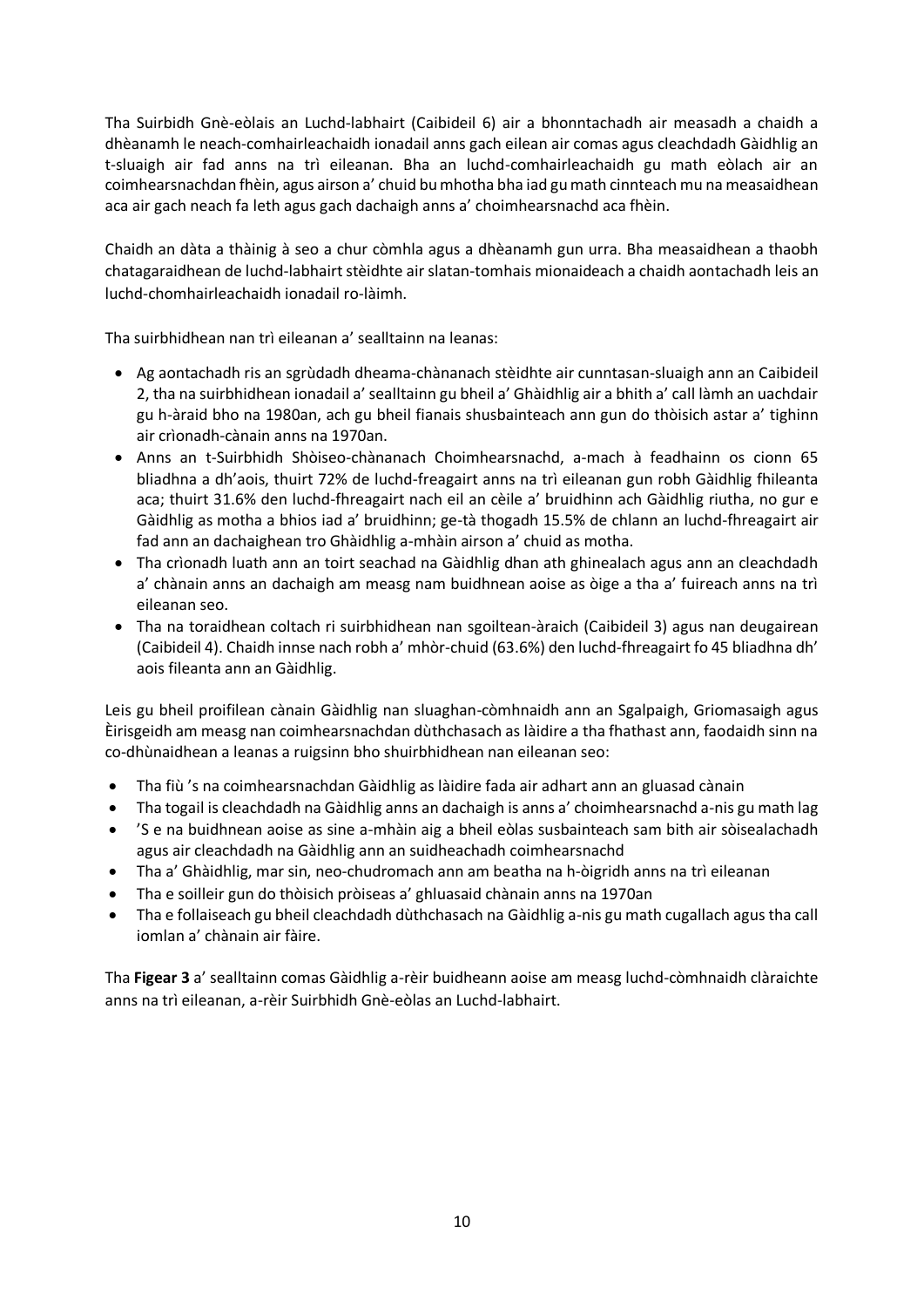Tha Suirbidh Gnè-eòlais an Luchd-labhairt (Caibideil 6) air a bhonntachadh air measadh a chaidh a dhèanamh le neach-comhairleachaidh ionadail anns gach eilean air comas agus cleachdadh Gàidhlig an t-sluaigh air fad anns na trì eileanan. Bha an luchd-comhairleachaidh gu math eòlach air an coimhearsnachdan fhèin, agus airson a' chuid bu mhotha bha iad gu math cinnteach mu na measaidhean aca air gach neach fa leth agus gach dachaigh anns a' choimhearsnachd aca fhèin.

Chaidh an dàta a thàinig à seo a chur còmhla agus a dhèanamh gun urra. Bha measaidhean a thaobh chatagaraidhean de luchd-labhairt stèidhte air slatan-tomhais mionaideach a chaidh aontachadh leis an luchd-chomhairleachaidh ionadail ro-làimh.

Tha suirbhidhean nan trì eileanan a' sealltainn na leanas:

- Ag aontachadh ris an sgrùdadh dheama-chànanach stèidhte air cunntasan-sluaigh ann an Caibideil 2, tha na suirbhidhean ionadail a' sealltainn gu bheil a' Ghàidhlig air a bhith a' call làmh an uachdair gu h-àraid bho na 1980an, ach gu bheil fianais shusbainteach ann gun do thòisich astar a' tighinn air crìonadh-cànain anns na 1970an.
- Anns an t-Suirbhidh Shòiseo-chànanach Choimhearsnachd, a-mach à feadhainn os cionn 65 bliadhna a dh'aois, thuirt 72% de luchd-freagairt anns na trì eileanan gun robh Gàidhlig fhileanta aca; thuirt 31.6% den luchd-fhreagairt nach eil an cèile a' bruidhinn ach Gàidhlig riutha, no gur e Gàidhlig as motha a bhios iad a' bruidhinn; ge-tà thogadh 15.5% de chlann an luchd-fhreagairt air fad ann an dachaighean tro Ghàidhlig a-mhàin airson a' chuid as motha.
- Tha crìonadh luath ann an toirt seachad na Gàidhlig dhan ath ghinealach agus ann an cleachdadh a' chànain anns an dachaigh am measg nam buidhnean aoise as òige a tha a' fuireach anns na trì eileanan seo.
- Tha na toraidhean coltach ri suirbhidhean nan sgoiltean-àraich (Caibideil 3) agus nan deugairean (Caibideil 4). Chaidh innse nach robh a' mhòr-chuid (63.6%) den luchd-fhreagairt fo 45 bliadhna dh' aois fileanta ann an Gàidhlig.

Leis gu bheil proifilean cànain Gàidhlig nan sluaghan-còmhnaidh ann an Sgalpaigh, Griomasaigh agus Èirisgeidh am measg nan coimhearsnachdan dùthchasach as làidire a tha fhathast ann, faodaidh sinn na co-dhùnaidhean a leanas a ruigsinn bho shuirbhidhean nan eileanan seo:

- Tha fiù 's na coimhearsnachdan Gàidhlig as làidire fada air adhart ann an gluasad cànain
- Tha togail is cleachdadh na Gàidhlig anns an dachaigh is anns a' choimhearsnachd a-nis gu math lag
- 'S e na buidhnean aoise as sine a-mhàin aig a bheil eòlas susbainteach sam bith air sòisealachadh agus air cleachdadh na Gàidhlig ann an suidheachadh coimhearsnachd
- Tha a' Ghàidhlig, mar sin, neo-chudromach ann am beatha na h-òigridh anns na trì eileanan
- Tha e soilleir gun do thòisich pròiseas a' ghluasaid chànain anns na 1970an
- Tha e follaiseach gu bheil cleachdadh dùthchasach na Gàidhlig a-nis gu math cugallach agus tha call iomlan a' chànain air fàire.

Tha **Figear 3** a' sealltainn comas Gàidhlig a-rèir buidheann aoise am measg luchd-còmhnaidh clàraichte anns na trì eileanan, a-rèir Suirbhidh Gnè-eòlas an Luchd-labhairt.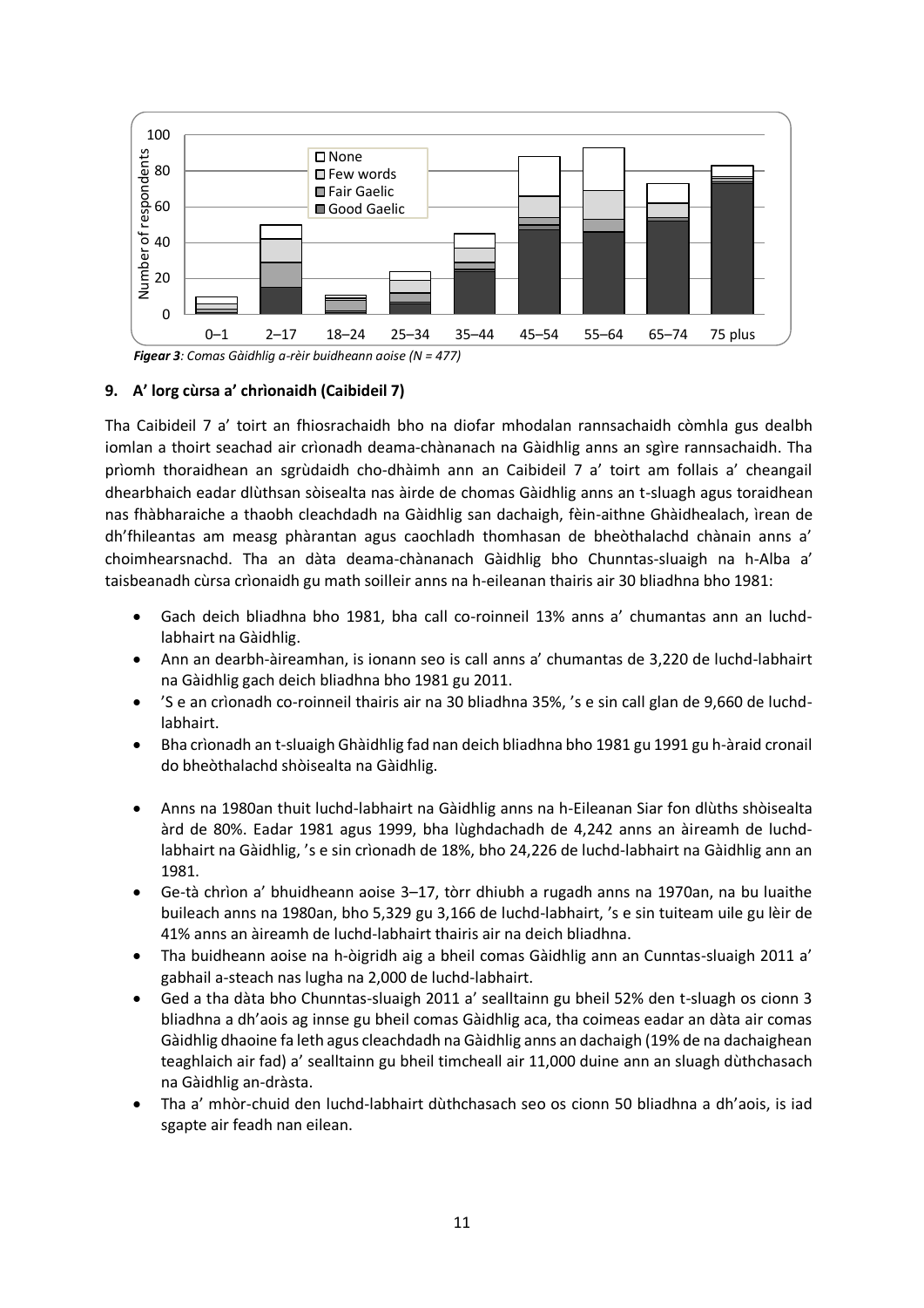*Figear 3: Comas Gàidhlig a-rèir buidheann aoise (N = 477)*

### 9. A' lorg cùrsa a' chrìonaidh (Caibideil 7)

Tha Caibideil 7 a' toirt an fhiosrachaidh bho na diofar mhodalan rannsachaidh còmhla gus dealbh iomlan a thoirt seachad air crìonadh deama-chànanach na Gàidhlig anns an sgìre rannsachaidh. Tha prìomh thoraidhean an sgrùdaidh cho-dhàimh ann an Caibideil 7 a' toirt am follais a' cheangail dhearbhaich eadar dlùthsan sòisealta nas àirde de chomas Gàidhlig anns an t-sluagh agus toraidhean nas fhàbharaiche a thaobh cleachdadh na Gàidhlig san dachaigh, fèin-aithne Ghàidhealach, ìrean de dh'fhileantas am measg phàrantan agus caochladh thomhasan de bheòthalachd chànain anns a' choimhearsnachd. Tha an dàta deama-chànanach Gàidhlig bho Chunntas-sluaigh na h-Alba a' taisbeanadh cùrsa crìonaidh gu math soilleir anns na h-eileanan thairis air 30 bliadhna bho 1981:

- Gach deich bliadhna bho 1981, bha call co-roinneil 13% anns a' chumantas ann an luchd-labhairt na Gàidhlig.
- Ann an dearbh-àireamhan, is ionann seo is call anns a' chumantas de 3,220 de luchd-labhairt na Gàidhlig gach deich bliadhna bho 1981 gu 2011.
- 'S e an crìonadh co-roinneil thairis air na 30 bliadhna 35%, 's e sin call glan de 9,660 de luchd-labhairt.
- Bha crìonadh an t-sluaigh Ghàidhlig fad nan deich bliadhna bho 1981 gu 1991 gu h-àraid cronail do bheòthalachd shòisealta na Gàidhlig.
- Anns na 1980an thuit luchd-labhairt na Gàidhlig anns na h-Eileanan Siar fon dlùths shòisealta àrd de 80%. Eadar 1981 agus 1999, bha lùghdachadh de 4,242 anns an àireamh de luchd-labhairt na Gàidhlig, 's e sin crìonadh de 18%, bho 24,226 de luchd-labhairt na Gàidhlig ann an 1981.
- Ge-tà chrìon a' bhuidheann aoise 3–17, tòrr dhiubh a rugadh anns na 1970an, na bu luaithe buileach anns na 1980an, bho 5,329 gu 3,166 de luchd-labhairt, 's e sin tuiteam uile gu lèir de 41% anns an àireamh de luchd-labhairt thairis air na deich bliadhna.
- Tha buidheann aoise na h-òigridh aig a bheil comas Gàidhlig ann an Cunntas-sluaigh 2011 a' gabhail a-steach nas lugha na 2,000 de luchd-labhairt.
- Ged a tha dàta bho Chunntas-sluaigh 2011 a' sealltainn gu bheil 52% den t-sluagh os cionn 3 bliadhna a dh'aois ag innse gu bheil comas Gàidhlig aca, tha coimeas eadar an dàta air comas Gàidhlig dhaoine fa leth agus cleachdadh na Gàidhlig anns an dachaigh (19% de na dachaighean teaghlaich air fad) a' sealltainn gu bheil timcheall air 11,000 duine ann an sluagh dùthchasach na Gàidhlig an-dràsta.
- Tha a' mhòr-chuid den luchd-labhairt dùthchasach seo os cionn 50 bliadhna a dh'aois, is iad sgapte air feadh nan eilean.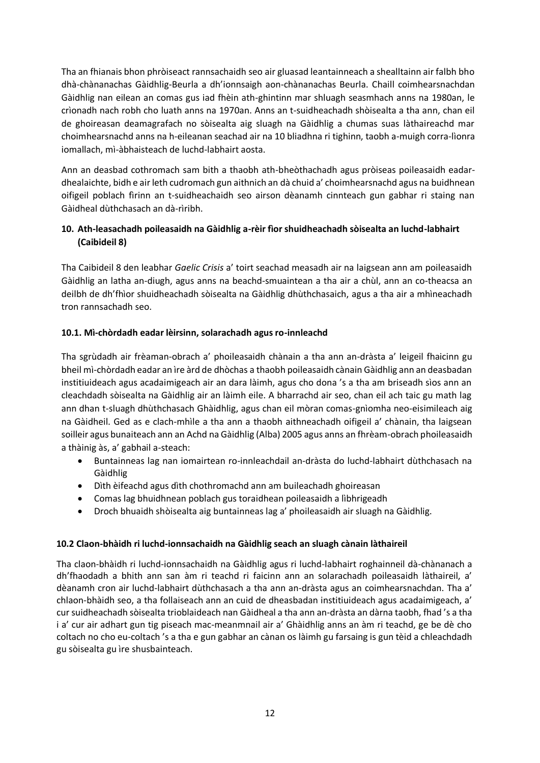Tha an fhianais bhon phròiseact rannsachaidh seo air gluasad leantainneach a shealltainn air falbh bho dhà-chànanachas Gàidhlig-Beurla a dh'ionnsaigh aon-chànanachas Beurla. Chaill coimhearsnachdan Gàidhlig nan eilean an comas gus iad fhèin ath-ghintinn mar shluagh seasmhach anns na 1980an, le crìonadh nach robh cho luath anns na 1970an. Anns an t-suidheachadh shòisealta a tha ann, chan eil de ghoireasan deamagrafach no sòisealta aig sluagh na Gàidhlig a chumas suas làthaireachd mar choimhearsnachd anns na h-eileanan seachad air na 10 bliadhna ri tighinn, taobh a-muigh corra-lìonra iomallach, mì-àbhaisteach de luchd-labhairt aosta.

Ann an deasbad cothromach sam bith a thaobh ath-bheòthachadh agus pròiseas poileasaidh eadar-dhealaichte, bidh e air leth cudromach gun aithnich an dà chuid a' choimhearsnachd agus na buidhnean oifigeil poblach fìrinn an t-suidheachaidh seo airson dèanamh cinnteach gun gabhar ri staing nan Gàidheal dùthchasach an dà-rìribh.

### 10. Ath-leasachadh poileasaidh na Gàidhlig a-rèir fìor shuidheachadh sòisealta an luchd-labhairt (Caibideil 8)

Tha Caibideil 8 den leabhar *Gaelic Crisis* a' toirt seachad measadh air na laigsean ann am poileasaidh Gàidhlig an latha an-diugh, agus anns na beachd-smuaintean a tha air a chùl, ann an co-theacsa an deilbh de dh'fhìor shuidheachadh sòisealta na Gàidhlig dhùthchasaich, agus a tha air a mhìneachadh tron rannsachadh seo.

#### 10.1. Mì-chòrdadh eadar lèirsinn, solarachadh agus ro-innleachd

Tha sgrùdadh air frèaman-obrach a' phoileasaidh chànain a tha ann an-dràsta a' leigeil fhaicinn gu bheil mì-chòrdadh eadar an ìre àrd de dhòchas a thaobh poileasaidh cànain Gàidhlig ann an deasbadan institiuideach agus acadaimigeach air an dara làimh, agus cho dona 's a tha am briseadh sìos ann an cleachdadh sòisealta na Gàidhlig air an làimh eile. A bharrachd air seo, chan eil ach taic gu math lag ann dhan t-sluagh dhùthchasach Ghàidhlig, agus chan eil mòran comas-gnìomha neo-eisimileach aig na Gàidheil. Ged as e clach-mhìle a tha ann a thaobh aithneachadh oifigeil a' chànain, tha laigsean soilleir agus bunaiteach ann an Achd na Gàidhlig (Alba) 2005 agus anns an fhrèam-obrach phoileasaidh a thàinig às, a' gabhail a-steach:

- Buntainneas lag nan iomairtean ro-innleachdail an-dràsta do luchd-labhairt dùthchasach na Gàidhlig
- Dìth èifeachd agus dìth chothromachd ann am buileachadh ghoireasan
- Comas lag bhuidhnean poblach gus toraidhean poileasaidh a lìbhrigeadh
- Droch bhuaidh shòisealta aig buntainneas lag a' phoileasaidh air sluagh na Gàidhlig.

#### 10.2 Claon-bhàidh ri luchd-ionnsachaidh na Gàidhlig seach an sluagh cànain làthaireil

Tha claon-bhàidh ri luchd-ionnsachaidh na Gàidhlig agus ri luchd-labhairt roghainneil dà-chànanach a dh'fhaodadh a bhith ann san àm ri teachd ri faicinn ann an solarachadh poileasaidh làthaireil, a' dèanamh cron air luchd-labhairt dùthchasach a tha ann an-dràsta agus an coimhearsnachdan. Tha a' chlaon-bhàidh seo, a tha follaiseach ann an cuid de dheasbadan institiuideach agus acadaimigeach, a' cur suidheachadh sòisealta trioblaideach nan Gàidheal a tha ann an-dràsta an dàrna taobh, fhad 's a tha i a' cur air adhart gun tig piseach mac-meanmnail air a' Ghàidhlig anns an àm ri teachd, ge be dè cho coltach no cho eu-coltach 's a tha e gun gabhar an cànan os làimh gu farsaing is gun tèid a chleachdadh gu sòisealta gu ìre shusbainteach.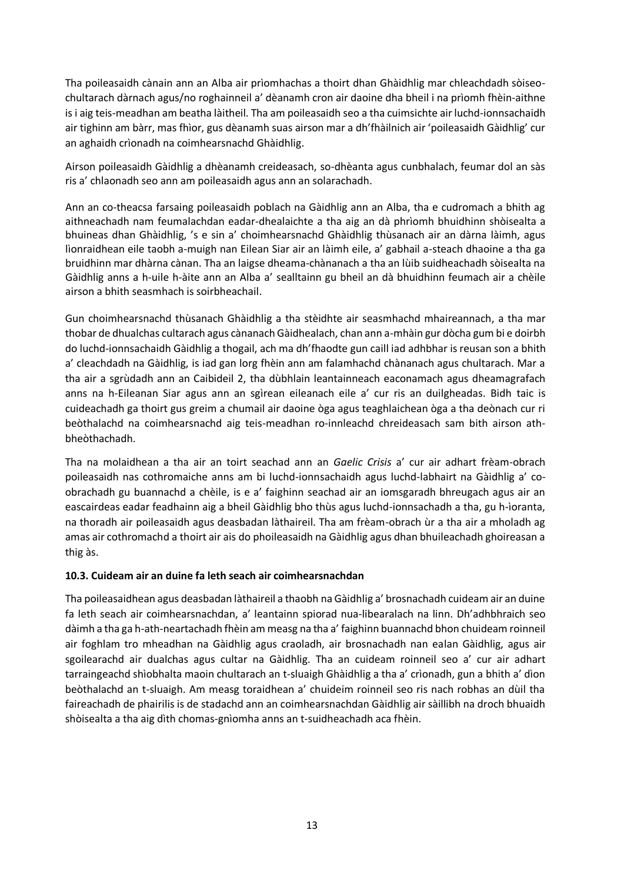Tha poileasaidh cànain ann an Alba air prìomhachas a thoirt dhan Ghàidhlig mar chleachdadh sòiseo-chultarach dàrnach agus/no roghainneil a' dèanamh cron air daoine dha bheil i na prìomh fhèin-aithne is i aig teis-meadhan am beatha làitheil. Tha am poileasaidh seo a tha cuimsichte air luchd-ionnsachaidh air tighinn am bàrr, mas fhìor, gus dèanamh suas airson mar a dh'fhàilnich air 'poileasaidh Gàidhlig' cur an aghaidh crìonadh na coimhearsnachd Ghàidhlig.

Airson poileasaidh Gàidhlig a dhèanamh creideasach, so-dhèanta agus cunbhalach, feumar dol an sàs ris a' chlaonadh seo ann am poileasaidh agus ann an solarachadh.

Ann an co-theacsa farsaing poileasaidh poblach na Gàidhlig ann an Alba, tha e cudromach a bhith ag aithneachadh nam feumalachdan eadar-dhealaichte a tha aig an dà phrìomh bhuidhinn shòisealta a bhuineas dhan Ghàidhlig, 's e sin a' choimhearsnachd Ghàidhlig thùsanach air an dàrna làimh, agus lìonraidhean eile taobh a-muigh nan Eilean Siar air an làimh eile, a' gabhail a-steach dhaoine a tha ga bruidhinn mar dhàrna cànan. Tha an laigse dheama-chànanach a tha an lùib suidheachadh sòisealta na Gàidhlig anns a h-uile h-àite ann an Alba a' sealltainn gu bheil an dà bhuidhinn feumach air a chèile airson a bhith seasmhach is soirbheachail.

Gun choimhearsnachd thùsanach Ghàidhlig a tha stèidhte air seasmhachd mhaireannach, a tha mar thobar de dhualchas cultarach agus cànanach Gàidhealach, chan ann a-mhàin gur dòcha gum bi e doirbh do luchd-ionnsachaidh Gàidhlig a thogail, ach ma dh'fhaodte gun caill iad adhbhar is reusan son a bhith a' cleachdadh na Gàidhlig, is iad gan lorg fhèin ann am falamhachd chànanach agus chultarach. Mar a tha air a sgrùdadh ann an Caibideil 2, tha dùbhlain leantainneach eaconamach agus dheamagrafach anns na h-Eileanan Siar agus ann an sgìrean eileanach eile a' cur ris an duilgheadas. Bidh taic is cuideachadh ga thoirt gus greim a chumail air daoine òga agus teaghlaichean òga a tha deònach cur ri beòthalachd na coimhearsnachd aig teis-meadhan ro-innleachd chreideasach sam bith airson ath-bheòthachadh.

Tha na molaidhean a tha air an toirt seachad ann an *Gaelic Crisis* a' cur air adhart frèam-obrach poileasaidh nas cothromaiche anns am bi luchd-ionnsachaidh agus luchd-labhairt na Gàidhlig a' co-obrachadh gu buannachd a chèile, is e a' faighinn seachad air an iomsgaradh bhreugach agus air an eascairdeas eadar feadhainn aig a bheil Gàidhlig bho thùs agus luchd-ionnsachadh a tha, gu h-ìoranta, na thoradh air poileasaidh agus deasbadan làthaireil. Tha am frèam-obrach ùr a tha air a mholadh ag amas air cothromachd a thoirt air ais do phoileasaidh na Gàidhlig agus dhan bhuileachadh ghoireasan a thig às.

**10.3. Cuideam air an duine fa leth seach air coimhearsnachdan**

Tha poileasaidhean agus deasbadan làthaireil a thaobh na Gàidhlig a' brosnachadh cuideam air an duine fa leth seach air coimhearsnachdan, a' leantainn spiorad nua-libearalach na linn. Dh'adhbhraich seo dàimh a tha ga h-ath-neartachadh fhèin am measg na tha a' faighinn buannachd bhon chuideam roinneil air foghlam tro mheadhan na Gàidhlig agus craoladh, air brosnachadh nan ealan Gàidhlig, agus air sgoilearachd air dualchas agus cultar na Gàidhlig. Tha an cuideam roinneil seo a' cur air adhart tarraingeachd shìobhalta maoin chultarach an t-sluaigh Ghàidhlig a tha a' crìonadh, gun a bhith a' dìon beòthalachd an t-sluaigh. Am measg toraidhean a' chuideim roinneil seo ris nach robhas an dùil tha faireachadh de phairilis is de stadachd ann an coimhearsnachdan Gàidhlig air sàillibh na droch bhuaidh shòisealta a tha aig dìth chomas-gnìomha anns an t-suidheachadh aca fhèin.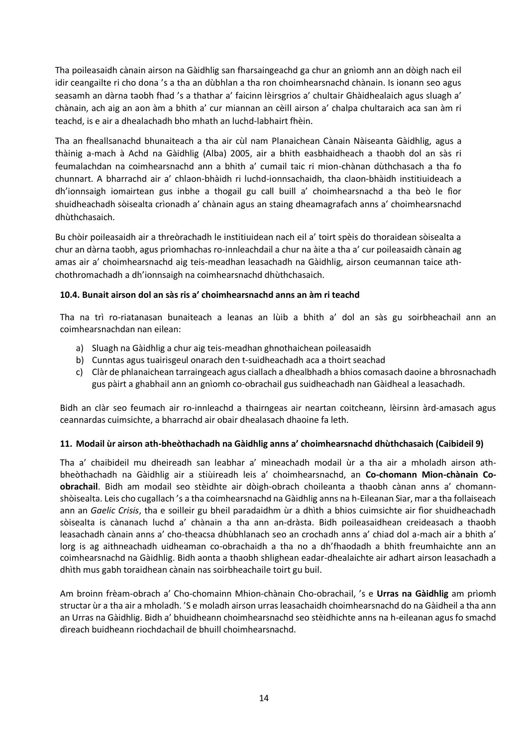Tha poileasaidh cànain airson na Gàidhlig san fharsaingeachd ga chur an gnìomh ann an dòigh nach eil idir ceangailte ri cho dona 's a tha an dùbhlan a tha ron choimhearsnachd chànain. Is ionann seo agus seasamh an dàrna taobh fhad 's a thathar a' faicinn lèirsgrios a' chultair Ghàidhealaich agus sluagh a' chànain, ach aig an aon àm a bhith a' cur miannan an cèill airson a' chalpa chultaraich aca san àm ri teachd, is e air a dhealachadh bho mhath an luchd-labhairt fhèin.

Tha an fheallsanachd bhunaiteach a tha air cùl nam Planaichean Cànain Nàiseanta Gàidhlig, agus a thàinig a-mach à Achd na Gàidhlig (Alba) 2005, air a bhith easbhaidheach a thaobh dol an sàs ri feumalachdan na coimhearsnachd ann a bhith a' cumail taic ri mion-chànan dùthchasach a tha fo chunnart. A bharrachd air a' chlaon-bhàidh ri luchd-ionnsachaidh, tha claon-bhàidh institiuideach a dh'ionnsaigh iomairtean gus inbhe a thogail gu call buill a' choimhearsnachd a tha beò le fìor shuidheachadh sòisealta crìonadh a' chànain agus an staing dheamagrafach anns a' choimhearsnachd dhùthchasaich.

Bu chòir poileasaidh air a threòrachadh le institiuidean nach eil a' toirt spèis do thoraidean sòisealta a chur an dàrna taobh, agus prìomhachas ro-innleachdail a chur na àite a tha a' cur poileasaidh cànain ag amas air a' choimhearsnachd aig teis-meadhan leasachadh na Gàidhlig, airson ceumannan taice ath-chothromachadh a dh'ionnsaigh na coimhearsnachd dhùthchasaich.

#### 10.4. Bunait airson dol an sàs ris a' choimhearsnachd anns an àm ri teachd

Tha na trì ro-riatanasan bunaiteach a leanas an lùib a bhith a' dol an sàs gu soirbheachail ann an coimhearsnachdan nan eilean:

a) Sluagh na Gàidhlig a chur aig teis-meadhan ghnothaichean poileasaidh
b) Cunntas agus tuairisgeul onarach den t-suidheachadh aca a thoirt seachad
c) Clàr de phlanaichean tarraingeach agus ciallach a dhealbhadh a bhios comasach daoine a bhrosnachadh gus pàirt a ghabhail ann an gnìomh co-obrachail gus suidheachadh nan Gàidheal a leasachadh.

Bidh an clàr seo feumach air ro-innleachd a thairngeas air neartan coitcheann, lèirsinn àrd-amasach agus ceannardas cuimsichte, a bharrachd air obair dhealasach dhaoine fa leth.

### 11. Modail ùr airson ath-bheòthachadh na Gàidhlig anns a' choimhearsnachd dhùthchasaich (Caibideil 9)

Tha a' chaibideil mu dheireadh san leabhar a' mìneachadh modail ùr a tha air a mholadh airson ath-bheòthachadh na Gàidhlig air a stiùireadh leis a' choimhearsnachd, an **Co-chomann Mion-chànain Co-obrachail**. Bidh am modail seo stèidhte air dòigh-obrach choileanta a thaobh cànan anns a' chomann-shòisealta. Leis cho cugallach 's a tha coimhearsnachd na Gàidhlig anns na h-Eileanan Siar, mar a tha follaiseach ann an *Gaelic Crisis*, tha e soilleir gu bheil paradaidhm ùr a dhìth a bhios cuimsichte air fìor shuidheachadh sòisealta is cànanach luchd a' chànain a tha ann an-dràsta. Bidh poileasaidhean creideasach a thaobh leasachadh cànain anns a' cho-theacsa dhùbhlanach seo an crochadh anns a' chiad dol a-mach air a bhith a' lorg is ag aithneachadh uidheaman co-obrachaidh a tha no a dh'fhaodadh a bhith freumhaichte ann an coimhearsnachd na Gàidhlig. Bidh aonta a thaobh shlighean eadar-dhealaichte air adhart airson leasachadh a dhìth mus gabh toraidhean cànain nas soirbheachaile toirt gu buil.

Am broinn frèam-obrach a' Cho-chomainn Mhion-chànain Cho-obrachail, 's e **Urras na Gàidhlig** am prìomh structar ùr a tha air a mholadh. 'S e moladh airson urras leasachaidh choimhearsnachd do na Gàidheil a tha ann an Urras na Gàidhlig. Bidh a' bhuidheann choimhearsnachd seo stèidhichte anns na h-eileanan agus fo smachd dìreach buidheann riochdachail de bhuill choimhearsnachd.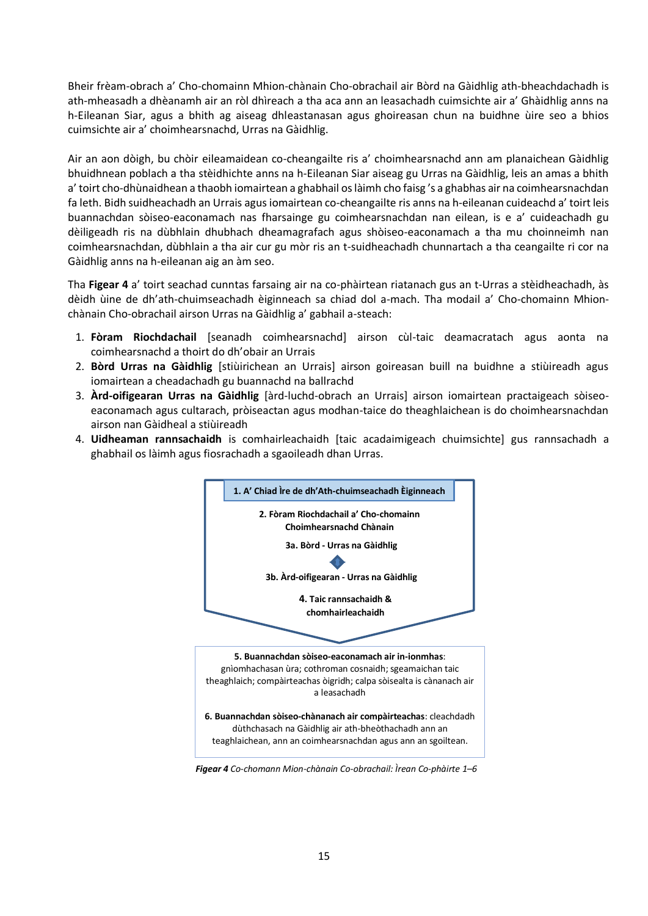Bheir frèam-obrach a' Cho-chomainn Mhion-chànain Cho-obrachail air Bòrd na Gàidhlig ath-bheachdachadh is ath-mheasadh a dhèanamh air an ròl dhìreach a tha aca ann an leasachadh cuimsichte air a' Ghàidhlig anns na h-Eileanan Siar, agus a bhith ag aiseag dhleastanasan agus ghoireasan chun na buidhne ùire seo a bhios cuimsichte air a' choimhearsnachd, Urras na Gàidhlig.

Air an aon dòigh, bu chòir eileamaidean co-cheangailte ris a' choimhearsnachd ann am planaichean Gàidhlig bhuidhnean poblach a tha stèidhichte anns na h-Eileanan Siar aiseag gu Urras na Gàidhlig, leis an amas a bhith a' toirt cho-dhùnaidhean a thaobh iomairtean a ghabhail os làimh cho faisg 's a ghabhas air na coimhearsnachdan fa leth. Bidh suidheachadh an Urrais agus iomairtean co-cheangailte ris anns na h-eileanan cuideachd a' toirt leis buannachdan sòiseo-eaconamach nas fharsainge gu coimhearsnachdan nan eilean, is e a' cuideachadh gu dèiligeadh ris na dùbhlain dhubhach dheamagrafach agus shòiseo-eaconamach a tha mu choinneimh nan coimhearsnachdan, dùbhlain a tha air cur gu mòr ris an t-suidheachadh chunnartach a tha ceangailte ri cor na Gàidhlig anns na h-eileanan aig an àm seo.

Tha **Figear 4** a' toirt seachad cunntas farsaing air na co-phàirtean riatanach gus an t-Urras a stèidheachadh, às dèidh ùine de dh'ath-chuimseachadh èiginneach sa chiad dol a-mach. Tha modail a' Cho-chomainn Mhion-chànain Cho-obrachail airson Urras na Gàidhlig a' gabhail a-steach:

1. **Fòram Riochdachail** [seanadh coimhearsnachd] airson cùl-taic deamacratach agus aonta na coimhearsnachd a thoirt do dh'obair an Urrais
2. **Bòrd Urras na Gàidhlig** [stiùirichean an Urrais] airson goireasan buill na buidhne a stiùireadh agus iomairtean a cheadachadh gu buannachd na ballrachd
3. **Àrd-oifigearan Urras na Gàidhlig** [àrd-luchd-obrach an Urrais] airson iomairtean practaigeach sòiseo-eaconamach agus cultarach, pròiseactan agus modhan-taice do theaghlaichean is do choimhearsnachdan airson nan Gàidheal a stiùireadh
4. **Uidheaman rannsachaidh** is comhairleachaidh [taic acadaimigeach chuimsichte] gus rannsachadh a ghabhail os làimh agus fiosrachadh a sgaoileadh dhan Urras.

**1. A' Chiad Ìre de dh'Ath-chuimseachadh Èiginneach**

**2. Fòram Riochdachail a' Cho-chomainn Choimhearsnachd Chànain**

**3a. Bòrd - Urras na Gàidhlig**

**3b. Àrd-oifigearan - Urras na Gàidhlig**

**4. Taic rannsachaidh & chomhairleachaidh**

**5. Buannachdan sòiseo-eaconamach air in-ionmhas**: gnìomhachasan ùra; cothroman cosnaidh; sgeamaichean taic theaghlaich; compàirteachas òigridh; calpa sòisealta is cànanach air a leasachadh

**6. Buannachdan sòiseo-chànanach air compàirteachas**: cleachdadh dùthchasach na Gàidhlig air ath-bheòthachadh ann an teaghlaichean, ann an coimhearsnachdan agus ann an sgoiltean.

***Figear 4** Co-chomann Mion-chànain Co-obrachail: Ìrean Co-phàirte 1–6*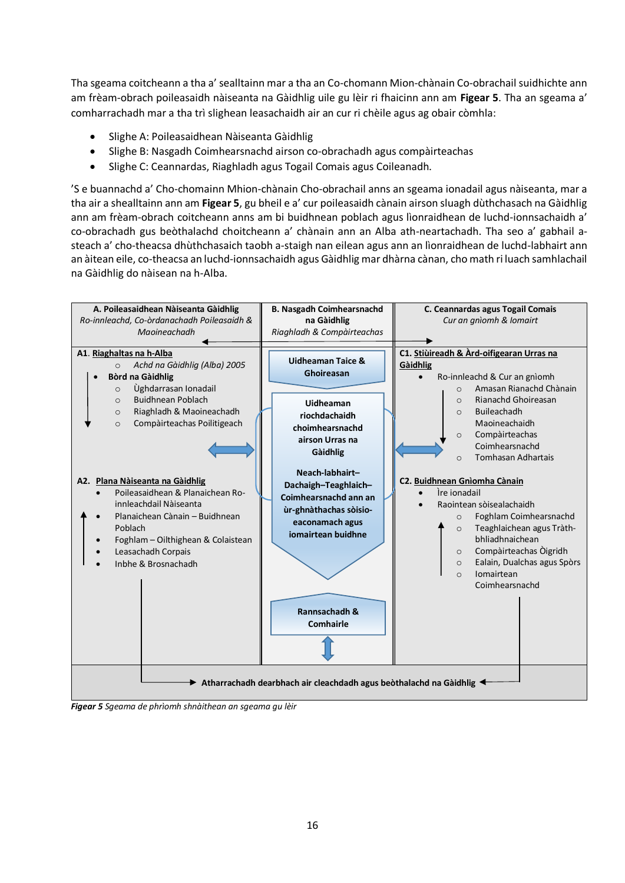Tha sgeama coitcheann a tha a' sealltainn mar a tha an Co-chomann Mion-chànain Co-obrachail suidhichte ann am frèam-obrach poileasaidh nàiseanta na Gàidhlig uile gu lèir ri fhaicinn ann am **Figear 5**. Tha an sgeama a' comharrachadh mar a tha trì slighean leasachaidh air an cur ri chèile agus ag obair còmhla:

- Slighe A: Poileasaidhean Nàiseanta Gàidhlig
- Slighe B: Nasgadh Coimhearsnachd airson co-obrachadh agus compàirteachas
- Slighe C: Ceannardas, Riaghladh agus Togail Comais agus Coileanadh.

'S e buannachd a' Cho-chomainn Mhion-chànain Cho-obrachail anns an sgeama ionadail agus nàiseanta, mar a tha air a shealltainn ann am **Figear 5**, gu bheil e a' cur poileasaidh cànain airson sluagh dùthchasach na Gàidhlig ann am frèam-obrach coitcheann anns am bi buidhnean poblach agus lìonraidhean de luchd-ionnsachaidh a' co-obrachadh gus beòthalachd choitcheann a' chànain ann an Alba ath-neartachadh. Tha seo a' gabhail a-steach a' cho-theacsa dhùthchasaich taobh a-staigh nan eilean agus ann an lìonraidhean de luchd-labhairt ann an àitean eile, co-theacsa an luchd-ionnsachaidh agus Gàidhlig mar dhàrna cànan, cho math ri luach samhlachail na Gàidhlig do nàisean na h-Alba.

| **A. Poileasaidhean Nàiseanta Gàidhlig**<br>*Ro-innleachd, Co-òrdanachadh Poileasaidh & Maoineachadh* | **B. Nasgadh Coimhearsnachd na Gàidhlig**<br>*Riaghladh & Compàirteachas* | **C. Ceannardas agus Togail Comais**<br>*Cur an gnìomh & Iomairt* |
|---|---|---|
| **A1. Riaghaltas na h-Alba**<br>○ *Achd na Gàidhlig (Alba) 2005*<br>• **Bòrd na Gàidhlig**<br>○ Ùghdarrasan Ionadail<br>○ Buidhnean Poblach<br>○ Riaghladh & Maoineachadh<br>○ Compàirteachas Poilitigeach | **Uidheaman Taice & Ghoireasan**<br><br>**Uidheaman riochdachaidh choimhearsnachd airson Urras na Gàidhlig**<br><br>**Neach-labhairt–Dachaigh–Teaghlaich–Coimhearsnachd ann an ùr-ghnàthachas sòisio-eaconamach agus iomairtean buidhne** | **C1. Stiùireadh & Àrd-oifigearan Urras na Gàidhlig**<br>• Ro-innleachd & Cur an gnìomh<br>○ Amasan Rianachd Chànain<br>○ Rianachd Ghoireasan<br>○ Buileachadh Maoineachaidh<br>○ Compàirteachas Coimhearsnachd<br>○ Tomhasan Adhartais |
| **A2. Plana Nàiseanta na Gàidhlig**<br>• Poileasaidhean & Planaichean Ro-innleachdail Nàiseanta<br>• Planaichean Cànain – Buidhnean Poblach<br>• Foghlam – Oilthighean & Colaistean<br>• Leasachadh Corpais<br>• Inbhe & Brosnachadh | **Rannsachadh & Comhairle** | **C2. Buidhnean Gnìomha Cànain**<br>• Ìre ionadail<br>• Raointean sòisealachaidh<br>○ Foghlam Coimhearsnachd<br>○ Teaghlaichean agus Tràth-bhliadhnaichean<br>○ Compàirteachas Òigridh<br>○ Ealain, Dualchas agus Spòrs<br>○ Iomairtean Coimhearsnachd |
| **Atharrachadh dearbhach air cleachdadh agus beòthalachd na Gàidhlig** | | |

***Figear 5*** *Sgeama de phrìomh shnàithean an sgeama gu lèir*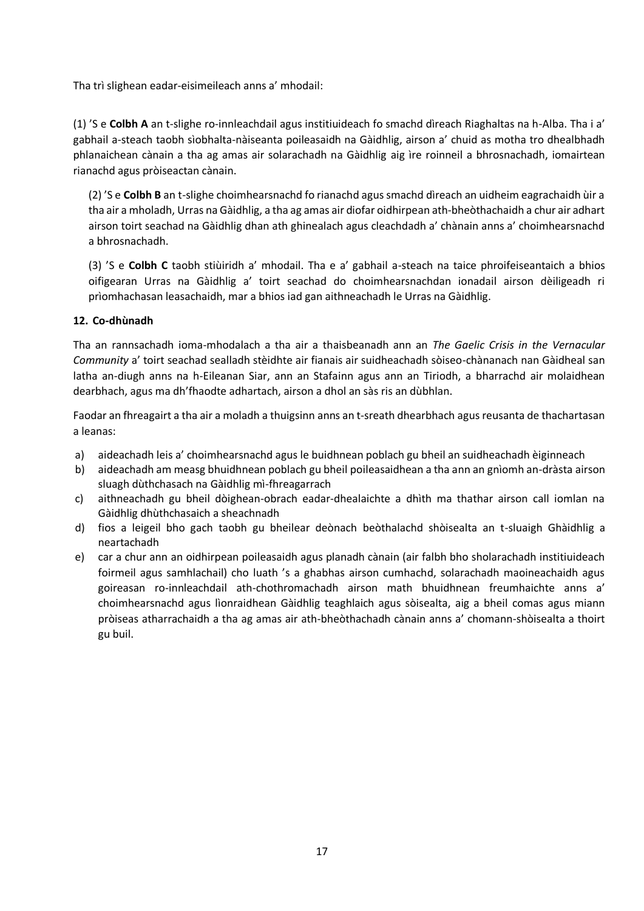Tha trì slighean eadar-eisimeileach anns a' mhodail:

(1) 'S e **Colbh A** an t-slighe ro-innleachdail agus institiuideach fo smachd dìreach Riaghaltas na h-Alba. Tha i a' gabhail a-steach taobh sìobhalta-nàiseanta poileasaidh na Gàidhlig, airson a' chuid as motha tro dhealbhadh phlanaichean cànain a tha ag amas air solarachadh na Gàidhlig aig ìre roinneil a bhrosnachadh, iomairtean rianachd agus pròiseactan cànain.

(2) 'S e **Colbh B** an t-slighe choimhearsnachd fo rianachd agus smachd dìreach an uidheim eagrachaidh ùir a tha air a mholadh, Urras na Gàidhlig, a tha ag amas air diofar oidhirpean ath-bheòthachaidh a chur air adhart airson toirt seachad na Gàidhlig dhan ath ghinealach agus cleachdadh a' chànain anns a' choimhearsnachd a bhrosnachadh.

(3) 'S e **Colbh C** taobh stiùiridh a' mhodail. Tha e a' gabhail a-steach na taice phroifeiseantaich a bhios oifigearan Urras na Gàidhlig a' toirt seachad do choimhearsnachdan ionadail airson dèiligeadh ri prìomhachasan leasachaidh, mar a bhios iad gan aithneachadh le Urras na Gàidhlig.

#### 12. Co-dhùnadh

Tha an rannsachadh ioma-mhodalach a tha air a thaisbeanadh ann an *The Gaelic Crisis in the Vernacular Community* a' toirt seachad sealladh stèidhte air fianais air suidheachadh sòiseo-chànanach nan Gàidheal san latha an-diugh anns na h-Eileanan Siar, ann an Stafainn agus ann an Tiriodh, a bharrachd air molaidhean dearbhach, agus ma dh'fhaodte adhartach, airson a dhol an sàs ris an dùbhlan.

Faodar an fhreagairt a tha air a moladh a thuigsinn anns an t-sreath dhearbhach agus reusanta de thachartasan a leanas:

a) aideachadh leis a' choimhearsnachd agus le buidhnean poblach gu bheil an suidheachadh èiginneach
b) aideachadh am measg bhuidhnean poblach gu bheil poileasaidhean a tha ann an gnìomh an-dràsta airson sluagh dùthchasach na Gàidhlig mì-fhreagarrach
c) aithneachadh gu bheil dòighean-obrach eadar-dhealaichte a dhìth ma thathar airson call iomlan na Gàidhlig dhùthchasaich a sheachnadh
d) fios a leigeil bho gach taobh gu bheilear deònach beòthalachd shòisealta an t-sluaigh Ghàidhlig a neartachadh
e) car a chur ann an oidhirpean poileasaidh agus planadh cànain (air falbh bho sholarachadh institiuideach foirmeil agus samhlachail) cho luath 's a ghabhas airson cumhachd, solarachadh maoineachaidh agus goireasan ro-innleachdail ath-chothromachadh airson math bhuidhnean freumhaichte anns a' choimhearsnachd agus lìonraidhean Gàidhlig teaghlaich agus sòisealta, aig a bheil comas agus miann pròiseas atharrachaidh a tha ag amas air ath-bheòthachadh cànain anns a' chomann-shòisealta a thoirt gu buil.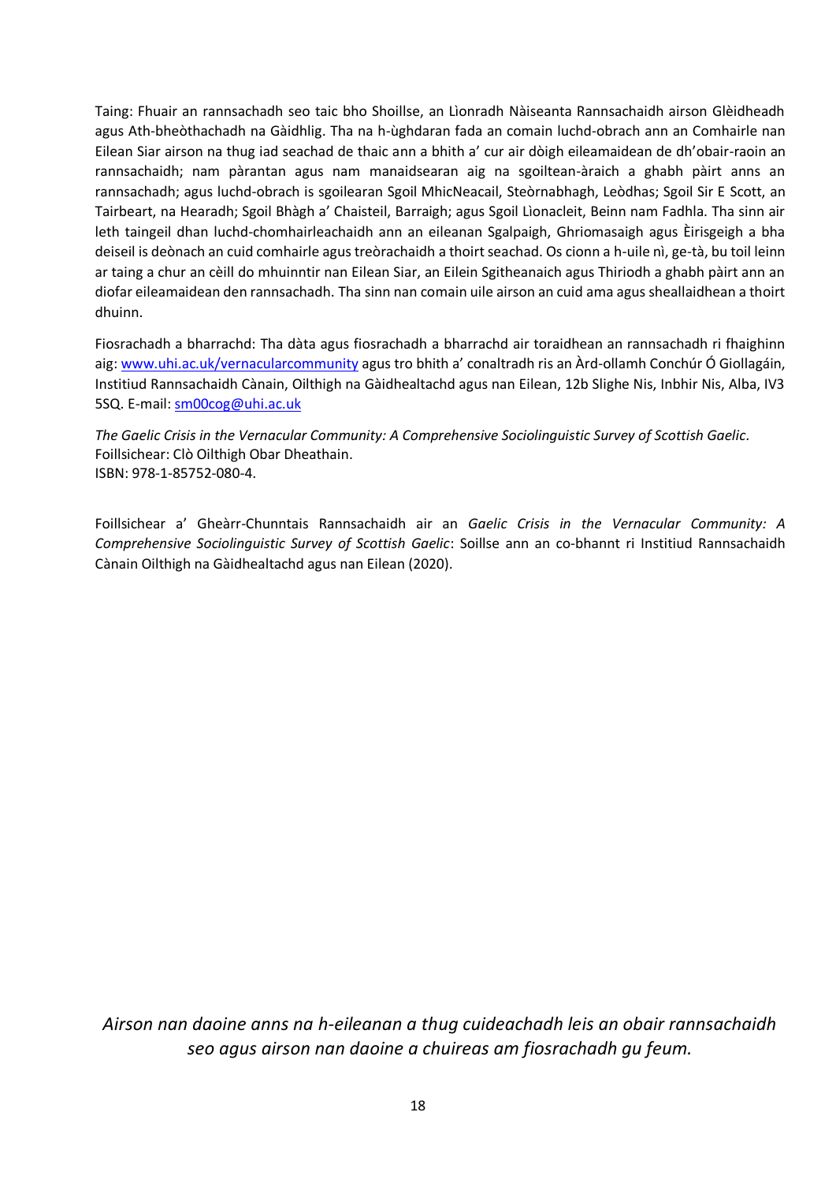Taing: Fhuair an rannsachadh seo taic bho Shoillse, an Lìonradh Nàiseanta Rannsachaidh airson Glèidheadh agus Ath-bheòthachadh na Gàidhlig. Tha na h-ùghdaran fada an comain luchd-obrach ann an Comhairle nan Eilean Siar airson na thug iad seachad de thaic ann a bhith a' cur air dòigh eileamaidean de dh'obair-raoin an rannsachaidh; nam pàrantan agus nam manaidsearan aig na sgoiltean-àraich a ghabh pàirt anns an rannsachadh; agus luchd-obrach is sgoilearan Sgoil MhicNeacail, Steòrnabhagh, Leòdhas; Sgoil Sir E Scott, an Tairbeart, na Hearadh; Sgoil Bhàgh a' Chaisteil, Barraigh; agus Sgoil Lìonacleit, Beinn nam Fadhla. Tha sinn air leth taingeil dhan luchd-chomhairleachaidh ann an eileanan Sgalpaigh, Ghriomasaigh agus Èirisgeigh a bha deiseil is deònach an cuid comhairle agus treòrachaidh a thoirt seachad. Os cionn a h-uile nì, ge-tà, bu toil leinn ar taing a chur an cèill do mhuinntir nan Eilean Siar, an Eilein Sgitheanaich agus Thiriodh a ghabh pàirt ann an diofar eileamaidean den rannsachadh. Tha sinn nan comain uile airson an cuid ama agus sheallaidhean a thoirt dhuinn.

Fiosrachadh a bharrachd: Tha dàta agus fiosrachadh a bharrachd air toraidhean an rannsachadh ri fhaighinn aig: www.uhi.ac.uk/vernacularcommunity agus tro bhith a' conaltradh ris an Àrd-ollamh Conchúr Ó Giollagáin, Institiud Rannsachaidh Cànain, Oilthigh na Gàidhealtachd agus nan Eilean, 12b Slighe Nis, Inbhir Nis, Alba, IV3 5SQ. E-mail: sm00cog@uhi.ac.uk

*The Gaelic Crisis in the Vernacular Community: A Comprehensive Sociolinguistic Survey of Scottish Gaelic*.
Foillsichear: Clò Oilthigh Obar Dheathain.
ISBN: 978-1-85752-080-4.

Foillsichear a' Gheàrr-Chunntais Rannsachaidh air an *Gaelic Crisis in the Vernacular Community: A Comprehensive Sociolinguistic Survey of Scottish Gaelic*: Soillse ann an co-bhannt ri Institiud Rannsachaidh Cànain Oilthigh na Gàidhealtachd agus nan Eilean (2020).

*Airson nan daoine anns na h-eileanan a thug cuideachadh leis an obair rannsachaidh seo agus airson nan daoine a chuireas am fiosrachadh gu feum.*